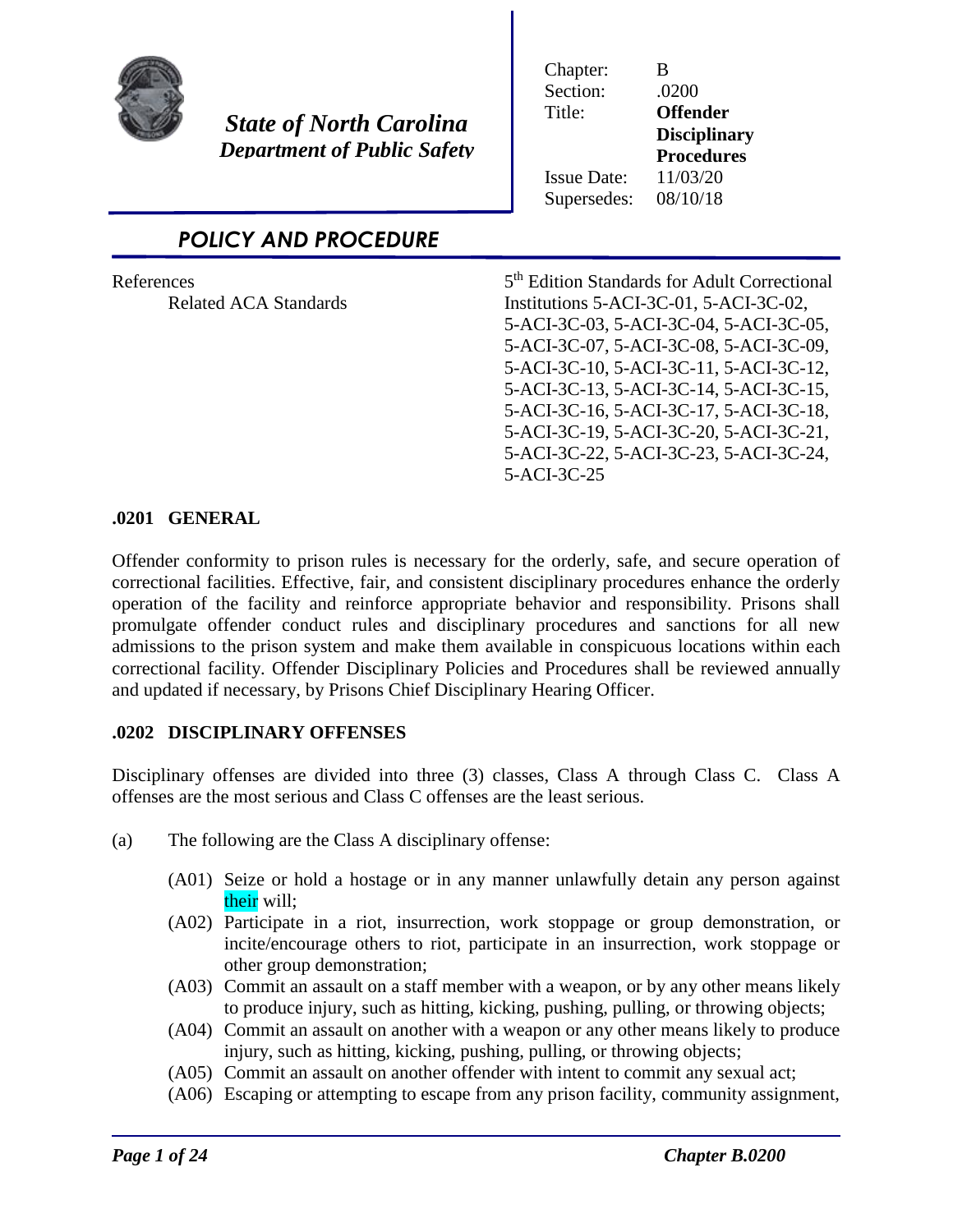*State of North Carolina*
*Department of Public Safety*

| | |
|---|---|
| Chapter: | B |
| Section: | .0200 |
| Title: | **Offender Disciplinary Procedures** |
| Issue Date: | 11/03/20 |
| Supersedes: | 08/10/18 |

## *POLICY AND PROCEDURE*

References
Related ACA Standards — 5th Edition Standards for Adult Correctional Institutions 5-ACI-3C-01, 5-ACI-3C-02, 5-ACI-3C-03, 5-ACI-3C-04, 5-ACI-3C-05, 5-ACI-3C-07, 5-ACI-3C-08, 5-ACI-3C-09, 5-ACI-3C-10, 5-ACI-3C-11, 5-ACI-3C-12, 5-ACI-3C-13, 5-ACI-3C-14, 5-ACI-3C-15, 5-ACI-3C-16, 5-ACI-3C-17, 5-ACI-3C-18, 5-ACI-3C-19, 5-ACI-3C-20, 5-ACI-3C-21, 5-ACI-3C-22, 5-ACI-3C-23, 5-ACI-3C-24, 5-ACI-3C-25

### .0201 GENERAL

Offender conformity to prison rules is necessary for the orderly, safe, and secure operation of correctional facilities. Effective, fair, and consistent disciplinary procedures enhance the orderly operation of the facility and reinforce appropriate behavior and responsibility. Prisons shall promulgate offender conduct rules and disciplinary procedures and sanctions for all new admissions to the prison system and make them available in conspicuous locations within each correctional facility. Offender Disciplinary Policies and Procedures shall be reviewed annually and updated if necessary, by Prisons Chief Disciplinary Hearing Officer.

### .0202 DISCIPLINARY OFFENSES

Disciplinary offenses are divided into three (3) classes, Class A through Class C. Class A offenses are the most serious and Class C offenses are the least serious.

(a) The following are the Class A disciplinary offense:

- (A01) Seize or hold a hostage or in any manner unlawfully detain any person against their will;
- (A02) Participate in a riot, insurrection, work stoppage or group demonstration, or incite/encourage others to riot, participate in an insurrection, work stoppage or other group demonstration;
- (A03) Commit an assault on a staff member with a weapon, or by any other means likely to produce injury, such as hitting, kicking, pushing, pulling, or throwing objects;
- (A04) Commit an assault on another with a weapon or any other means likely to produce injury, such as hitting, kicking, pushing, pulling, or throwing objects;
- (A05) Commit an assault on another offender with intent to commit any sexual act;
- (A06) Escaping or attempting to escape from any prison facility, community assignment,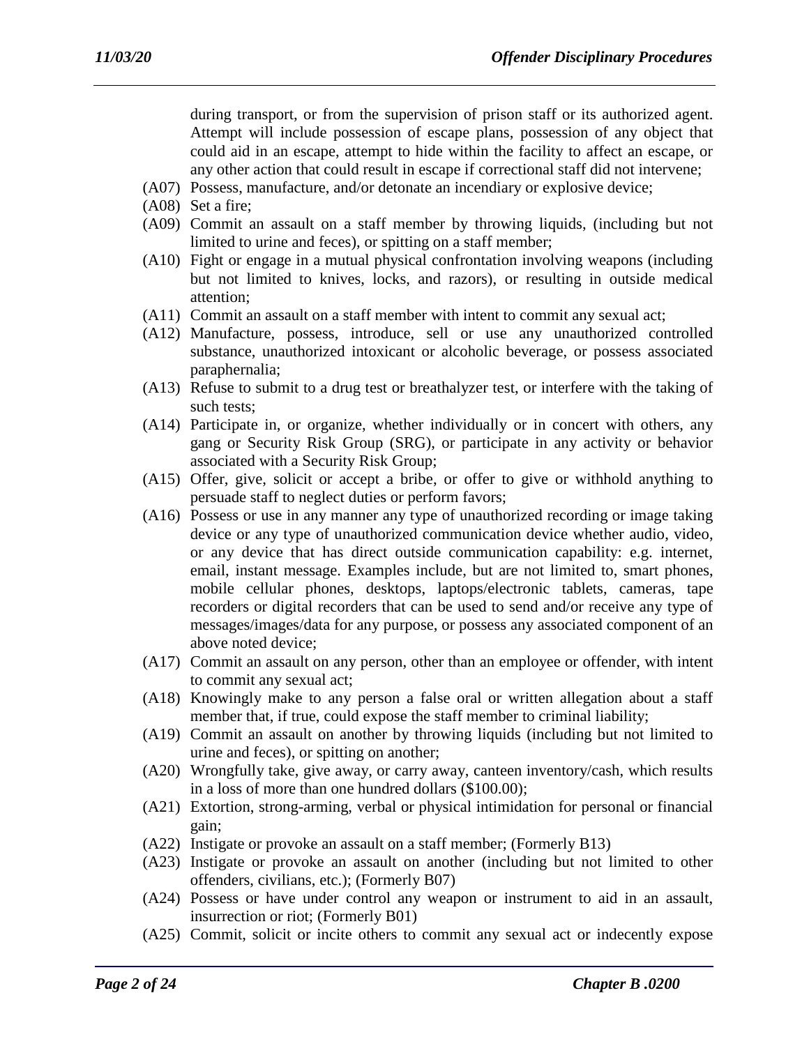during transport, or from the supervision of prison staff or its authorized agent. Attempt will include possession of escape plans, possession of any object that could aid in an escape, attempt to hide within the facility to affect an escape, or any other action that could result in escape if correctional staff did not intervene;

(A07) Possess, manufacture, and/or detonate an incendiary or explosive device;

(A08) Set a fire;

(A09) Commit an assault on a staff member by throwing liquids, (including but not limited to urine and feces), or spitting on a staff member;

(A10) Fight or engage in a mutual physical confrontation involving weapons (including but not limited to knives, locks, and razors), or resulting in outside medical attention;

(A11) Commit an assault on a staff member with intent to commit any sexual act;

(A12) Manufacture, possess, introduce, sell or use any unauthorized controlled substance, unauthorized intoxicant or alcoholic beverage, or possess associated paraphernalia;

(A13) Refuse to submit to a drug test or breathalyzer test, or interfere with the taking of such tests;

(A14) Participate in, or organize, whether individually or in concert with others, any gang or Security Risk Group (SRG), or participate in any activity or behavior associated with a Security Risk Group;

(A15) Offer, give, solicit or accept a bribe, or offer to give or withhold anything to persuade staff to neglect duties or perform favors;

(A16) Possess or use in any manner any type of unauthorized recording or image taking device or any type of unauthorized communication device whether audio, video, or any device that has direct outside communication capability: e.g. internet, email, instant message. Examples include, but are not limited to, smart phones, mobile cellular phones, desktops, laptops/electronic tablets, cameras, tape recorders or digital recorders that can be used to send and/or receive any type of messages/images/data for any purpose, or possess any associated component of an above noted device;

(A17) Commit an assault on any person, other than an employee or offender, with intent to commit any sexual act;

(A18) Knowingly make to any person a false oral or written allegation about a staff member that, if true, could expose the staff member to criminal liability;

(A19) Commit an assault on another by throwing liquids (including but not limited to urine and feces), or spitting on another;

(A20) Wrongfully take, give away, or carry away, canteen inventory/cash, which results in a loss of more than one hundred dollars ($100.00);

(A21) Extortion, strong-arming, verbal or physical intimidation for personal or financial gain;

(A22) Instigate or provoke an assault on a staff member; (Formerly B13)

(A23) Instigate or provoke an assault on another (including but not limited to other offenders, civilians, etc.); (Formerly B07)

(A24) Possess or have under control any weapon or instrument to aid in an assault, insurrection or riot; (Formerly B01)

(A25) Commit, solicit or incite others to commit any sexual act or indecently expose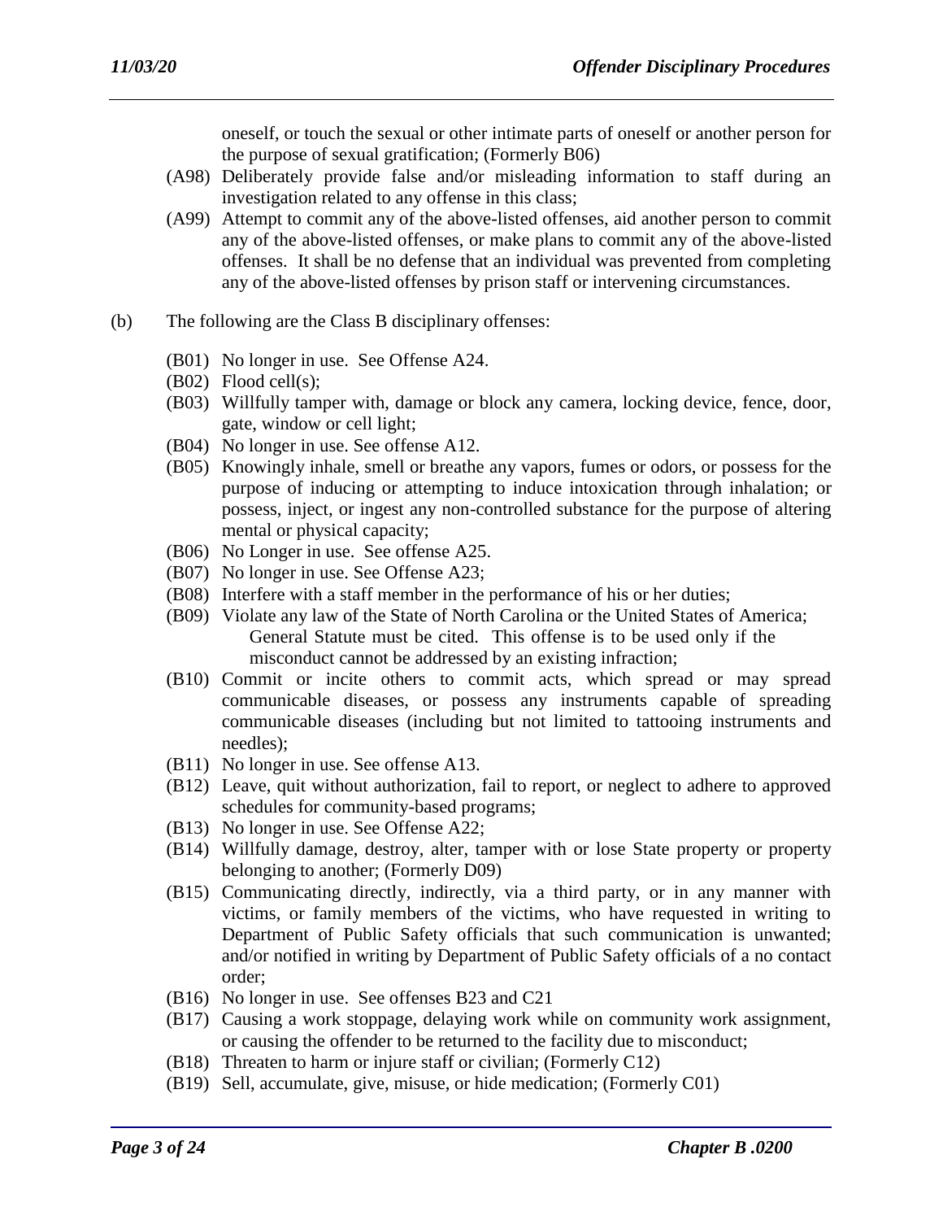oneself, or touch the sexual or other intimate parts of oneself or another person for the purpose of sexual gratification; (Formerly B06)

(A98) Deliberately provide false and/or misleading information to staff during an investigation related to any offense in this class;

(A99) Attempt to commit any of the above-listed offenses, aid another person to commit any of the above-listed offenses, or make plans to commit any of the above-listed offenses. It shall be no defense that an individual was prevented from completing any of the above-listed offenses by prison staff or intervening circumstances.

(b) The following are the Class B disciplinary offenses:

(B01) No longer in use. See Offense A24.

(B02) Flood cell(s);

(B03) Willfully tamper with, damage or block any camera, locking device, fence, door, gate, window or cell light;

(B04) No longer in use. See offense A12.

(B05) Knowingly inhale, smell or breathe any vapors, fumes or odors, or possess for the purpose of inducing or attempting to induce intoxication through inhalation; or possess, inject, or ingest any non-controlled substance for the purpose of altering mental or physical capacity;

(B06) No Longer in use. See offense A25.

(B07) No longer in use. See Offense A23;

(B08) Interfere with a staff member in the performance of his or her duties;

(B09) Violate any law of the State of North Carolina or the United States of America; General Statute must be cited. This offense is to be used only if the misconduct cannot be addressed by an existing infraction;

(B10) Commit or incite others to commit acts, which spread or may spread communicable diseases, or possess any instruments capable of spreading communicable diseases (including but not limited to tattooing instruments and needles);

(B11) No longer in use. See offense A13.

(B12) Leave, quit without authorization, fail to report, or neglect to adhere to approved schedules for community-based programs;

(B13) No longer in use. See Offense A22;

(B14) Willfully damage, destroy, alter, tamper with or lose State property or property belonging to another; (Formerly D09)

(B15) Communicating directly, indirectly, via a third party, or in any manner with victims, or family members of the victims, who have requested in writing to Department of Public Safety officials that such communication is unwanted; and/or notified in writing by Department of Public Safety officials of a no contact order;

(B16) No longer in use. See offenses B23 and C21

(B17) Causing a work stoppage, delaying work while on community work assignment, or causing the offender to be returned to the facility due to misconduct;

(B18) Threaten to harm or injure staff or civilian; (Formerly C12)

(B19) Sell, accumulate, give, misuse, or hide medication; (Formerly C01)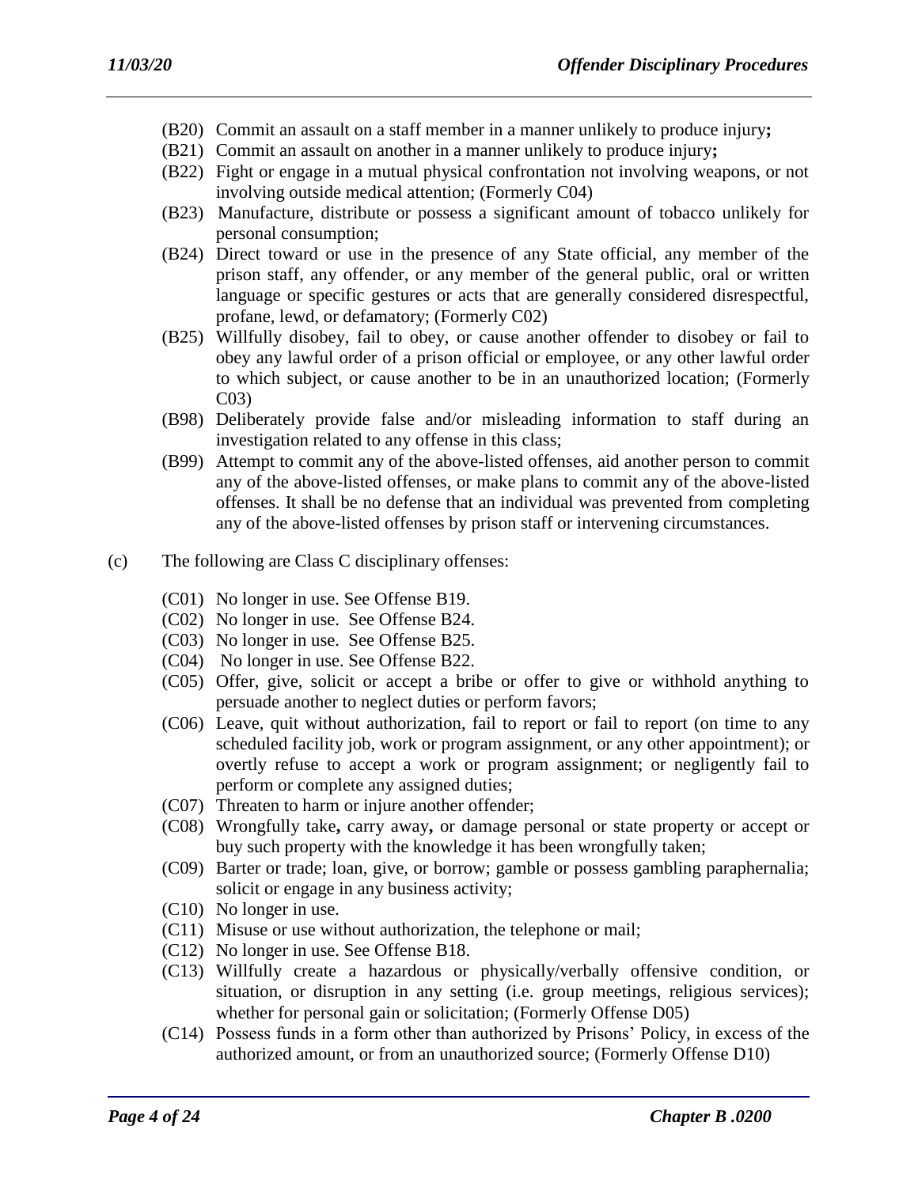(B20) Commit an assault on a staff member in a manner unlikely to produce injury**;**

(B21) Commit an assault on another in a manner unlikely to produce injury**;**

(B22) Fight or engage in a mutual physical confrontation not involving weapons, or not involving outside medical attention; (Formerly C04)

(B23) Manufacture, distribute or possess a significant amount of tobacco unlikely for personal consumption;

(B24) Direct toward or use in the presence of any State official, any member of the prison staff, any offender, or any member of the general public, oral or written language or specific gestures or acts that are generally considered disrespectful, profane, lewd, or defamatory; (Formerly C02)

(B25) Willfully disobey, fail to obey, or cause another offender to disobey or fail to obey any lawful order of a prison official or employee, or any other lawful order to which subject, or cause another to be in an unauthorized location; (Formerly C03)

(B98) Deliberately provide false and/or misleading information to staff during an investigation related to any offense in this class;

(B99) Attempt to commit any of the above-listed offenses, aid another person to commit any of the above-listed offenses, or make plans to commit any of the above-listed offenses. It shall be no defense that an individual was prevented from completing any of the above-listed offenses by prison staff or intervening circumstances.

(c) The following are Class C disciplinary offenses:

(C01) No longer in use. See Offense B19.

(C02) No longer in use. See Offense B24.

(C03) No longer in use. See Offense B25.

(C04) No longer in use. See Offense B22.

(C05) Offer, give, solicit or accept a bribe or offer to give or withhold anything to persuade another to neglect duties or perform favors;

(C06) Leave, quit without authorization, fail to report or fail to report (on time to any scheduled facility job, work or program assignment, or any other appointment); or overtly refuse to accept a work or program assignment; or negligently fail to perform or complete any assigned duties;

(C07) Threaten to harm or injure another offender;

(C08) Wrongfully take**,** carry away**,** or damage personal or state property or accept or buy such property with the knowledge it has been wrongfully taken;

(C09) Barter or trade; loan, give, or borrow; gamble or possess gambling paraphernalia; solicit or engage in any business activity;

(C10) No longer in use.

(C11) Misuse or use without authorization, the telephone or mail;

(C12) No longer in use. See Offense B18.

(C13) Willfully create a hazardous or physically/verbally offensive condition, or situation, or disruption in any setting (i.e. group meetings, religious services); whether for personal gain or solicitation; (Formerly Offense D05)

(C14) Possess funds in a form other than authorized by Prisons' Policy, in excess of the authorized amount, or from an unauthorized source; (Formerly Offense D10)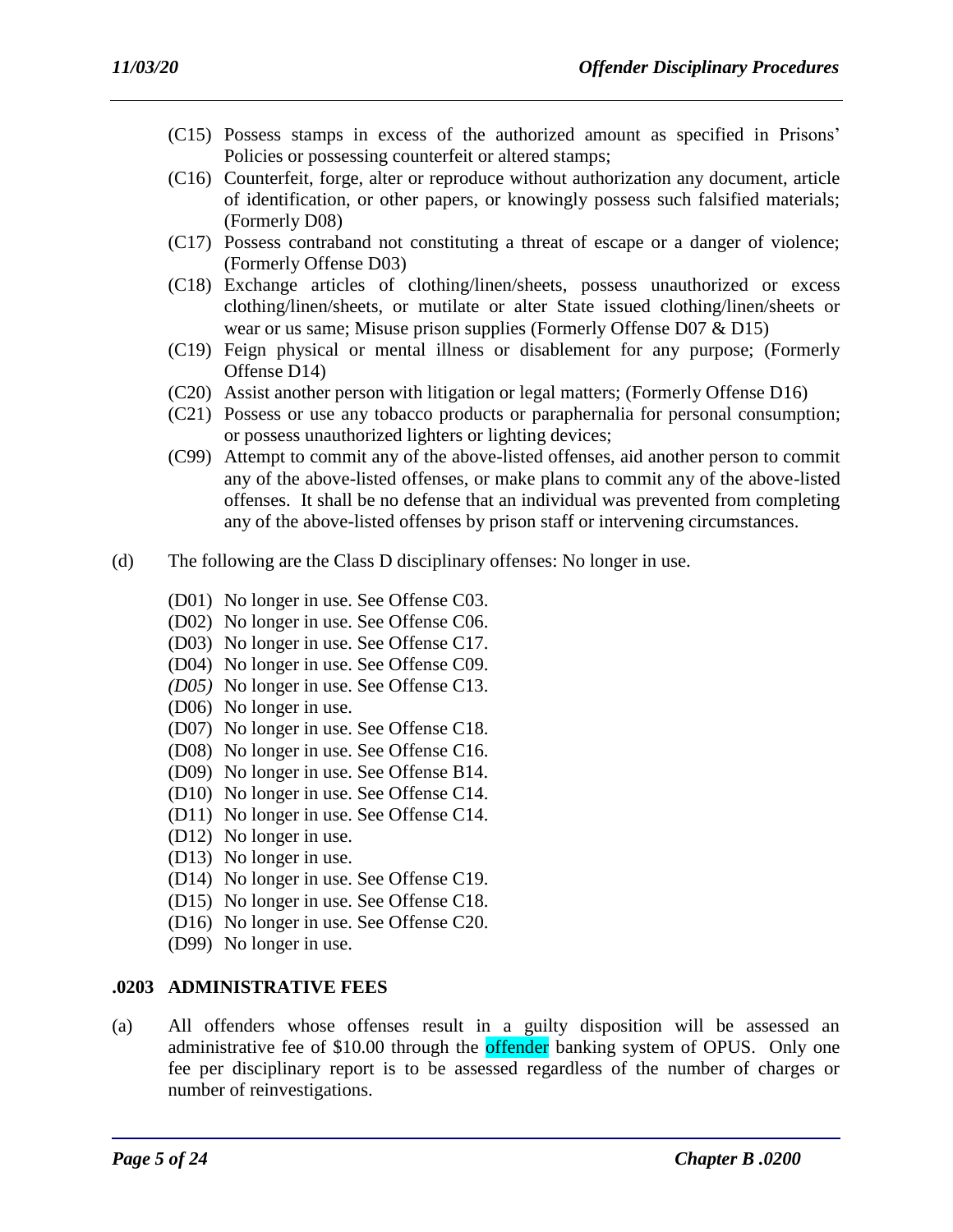(C15) Possess stamps in excess of the authorized amount as specified in Prisons' Policies or possessing counterfeit or altered stamps;

(C16) Counterfeit, forge, alter or reproduce without authorization any document, article of identification, or other papers, or knowingly possess such falsified materials; (Formerly D08)

(C17) Possess contraband not constituting a threat of escape or a danger of violence; (Formerly Offense D03)

(C18) Exchange articles of clothing/linen/sheets, possess unauthorized or excess clothing/linen/sheets, or mutilate or alter State issued clothing/linen/sheets or wear or us same; Misuse prison supplies (Formerly Offense D07 & D15)

(C19) Feign physical or mental illness or disablement for any purpose; (Formerly Offense D14)

(C20) Assist another person with litigation or legal matters; (Formerly Offense D16)

(C21) Possess or use any tobacco products or paraphernalia for personal consumption; or possess unauthorized lighters or lighting devices;

(C99) Attempt to commit any of the above-listed offenses, aid another person to commit any of the above-listed offenses, or make plans to commit any of the above-listed offenses. It shall be no defense that an individual was prevented from completing any of the above-listed offenses by prison staff or intervening circumstances.

(d) The following are the Class D disciplinary offenses: No longer in use.

(D01) No longer in use. See Offense C03.
(D02) No longer in use. See Offense C06.
(D03) No longer in use. See Offense C17.
(D04) No longer in use. See Offense C09.
*(D05)* No longer in use. See Offense C13.
(D06) No longer in use.
(D07) No longer in use. See Offense C18.
(D08) No longer in use. See Offense C16.
(D09) No longer in use. See Offense B14.
(D10) No longer in use. See Offense C14.
(D11) No longer in use. See Offense C14.
(D12) No longer in use.
(D13) No longer in use.
(D14) No longer in use. See Offense C19.
(D15) No longer in use. See Offense C18.
(D16) No longer in use. See Offense C20.
(D99) No longer in use.

## .0203 ADMINISTRATIVE FEES

(a) All offenders whose offenses result in a guilty disposition will be assessed an administrative fee of $10.00 through the offender banking system of OPUS. Only one fee per disciplinary report is to be assessed regardless of the number of charges or number of reinvestigations.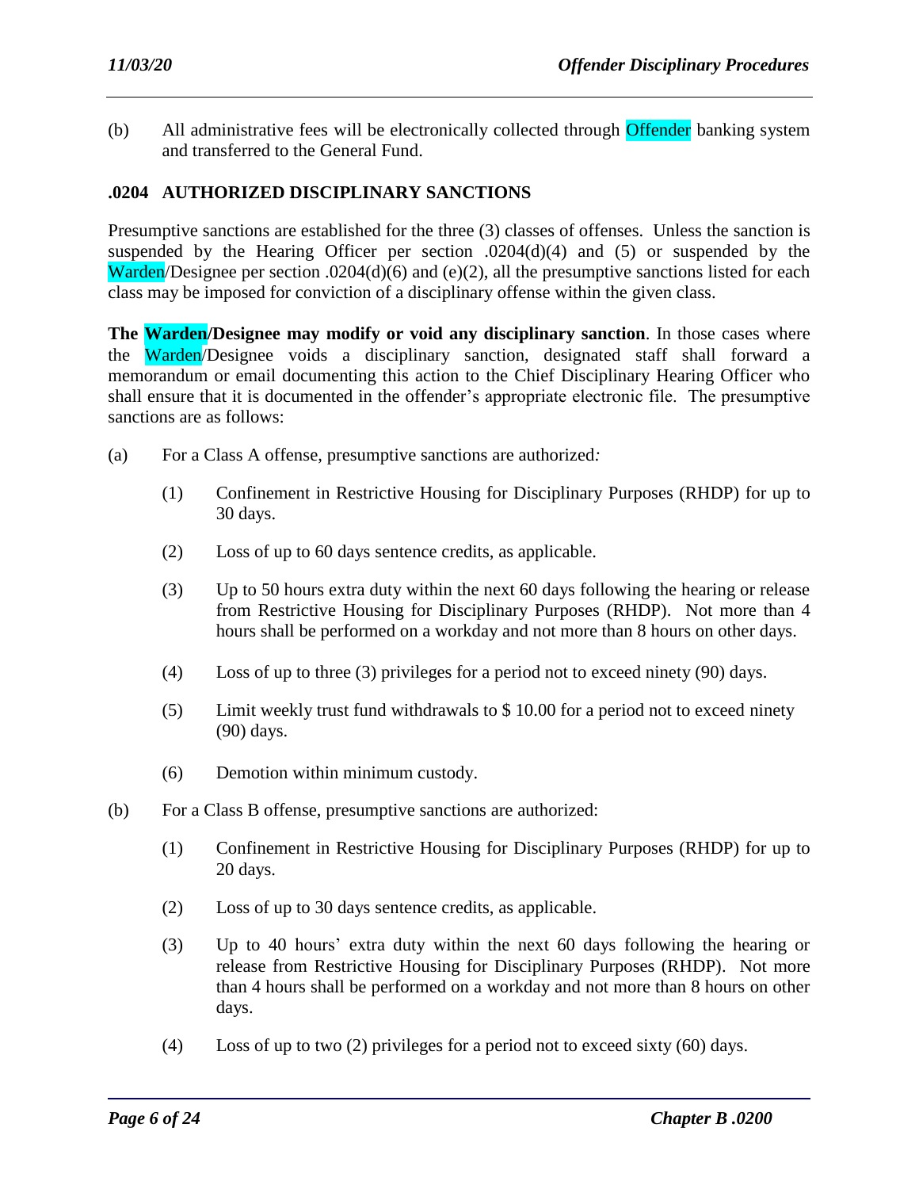(b) All administrative fees will be electronically collected through Offender banking system and transferred to the General Fund.

### .0204 AUTHORIZED DISCIPLINARY SANCTIONS

Presumptive sanctions are established for the three (3) classes of offenses. Unless the sanction is suspended by the Hearing Officer per section .0204(d)(4) and (5) or suspended by the Warden/Designee per section .0204(d)(6) and (e)(2), all the presumptive sanctions listed for each class may be imposed for conviction of a disciplinary offense within the given class.

**The Warden/Designee may modify or void any disciplinary sanction**. In those cases where the Warden/Designee voids a disciplinary sanction, designated staff shall forward a memorandum or email documenting this action to the Chief Disciplinary Hearing Officer who shall ensure that it is documented in the offender's appropriate electronic file. The presumptive sanctions are as follows:

(a) For a Class A offense, presumptive sanctions are authorized*:*

   (1) Confinement in Restrictive Housing for Disciplinary Purposes (RHDP) for up to 30 days.

   (2) Loss of up to 60 days sentence credits, as applicable.

   (3) Up to 50 hours extra duty within the next 60 days following the hearing or release from Restrictive Housing for Disciplinary Purposes (RHDP). Not more than 4 hours shall be performed on a workday and not more than 8 hours on other days.

   (4) Loss of up to three (3) privileges for a period not to exceed ninety (90) days.

   (5) Limit weekly trust fund withdrawals to $ 10.00 for a period not to exceed ninety (90) days.

   (6) Demotion within minimum custody.

(b) For a Class B offense, presumptive sanctions are authorized:

   (1) Confinement in Restrictive Housing for Disciplinary Purposes (RHDP) for up to 20 days.

   (2) Loss of up to 30 days sentence credits, as applicable.

   (3) Up to 40 hours' extra duty within the next 60 days following the hearing or release from Restrictive Housing for Disciplinary Purposes (RHDP). Not more than 4 hours shall be performed on a workday and not more than 8 hours on other days.

   (4) Loss of up to two (2) privileges for a period not to exceed sixty (60) days.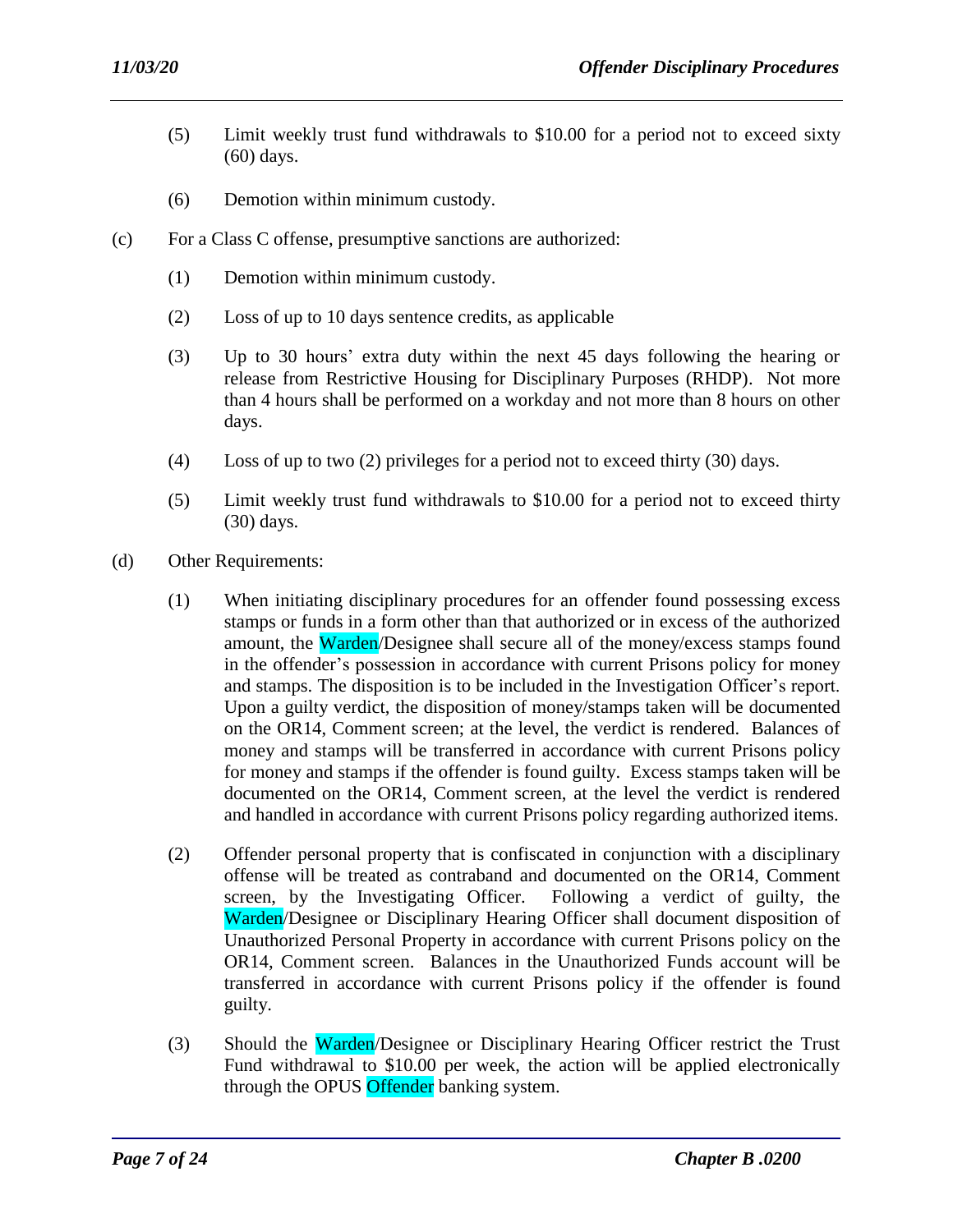(5) Limit weekly trust fund withdrawals to $10.00 for a period not to exceed sixty (60) days.

(6) Demotion within minimum custody.

(c) For a Class C offense, presumptive sanctions are authorized:

(1) Demotion within minimum custody.

(2) Loss of up to 10 days sentence credits, as applicable

(3) Up to 30 hours' extra duty within the next 45 days following the hearing or release from Restrictive Housing for Disciplinary Purposes (RHDP). Not more than 4 hours shall be performed on a workday and not more than 8 hours on other days.

(4) Loss of up to two (2) privileges for a period not to exceed thirty (30) days.

(5) Limit weekly trust fund withdrawals to $10.00 for a period not to exceed thirty (30) days.

(d) Other Requirements:

(1) When initiating disciplinary procedures for an offender found possessing excess stamps or funds in a form other than that authorized or in excess of the authorized amount, the Warden/Designee shall secure all of the money/excess stamps found in the offender's possession in accordance with current Prisons policy for money and stamps. The disposition is to be included in the Investigation Officer's report. Upon a guilty verdict, the disposition of money/stamps taken will be documented on the OR14, Comment screen; at the level, the verdict is rendered. Balances of money and stamps will be transferred in accordance with current Prisons policy for money and stamps if the offender is found guilty. Excess stamps taken will be documented on the OR14, Comment screen, at the level the verdict is rendered and handled in accordance with current Prisons policy regarding authorized items.

(2) Offender personal property that is confiscated in conjunction with a disciplinary offense will be treated as contraband and documented on the OR14, Comment screen, by the Investigating Officer. Following a verdict of guilty, the Warden/Designee or Disciplinary Hearing Officer shall document disposition of Unauthorized Personal Property in accordance with current Prisons policy on the OR14, Comment screen. Balances in the Unauthorized Funds account will be transferred in accordance with current Prisons policy if the offender is found guilty.

(3) Should the Warden/Designee or Disciplinary Hearing Officer restrict the Trust Fund withdrawal to $10.00 per week, the action will be applied electronically through the OPUS Offender banking system.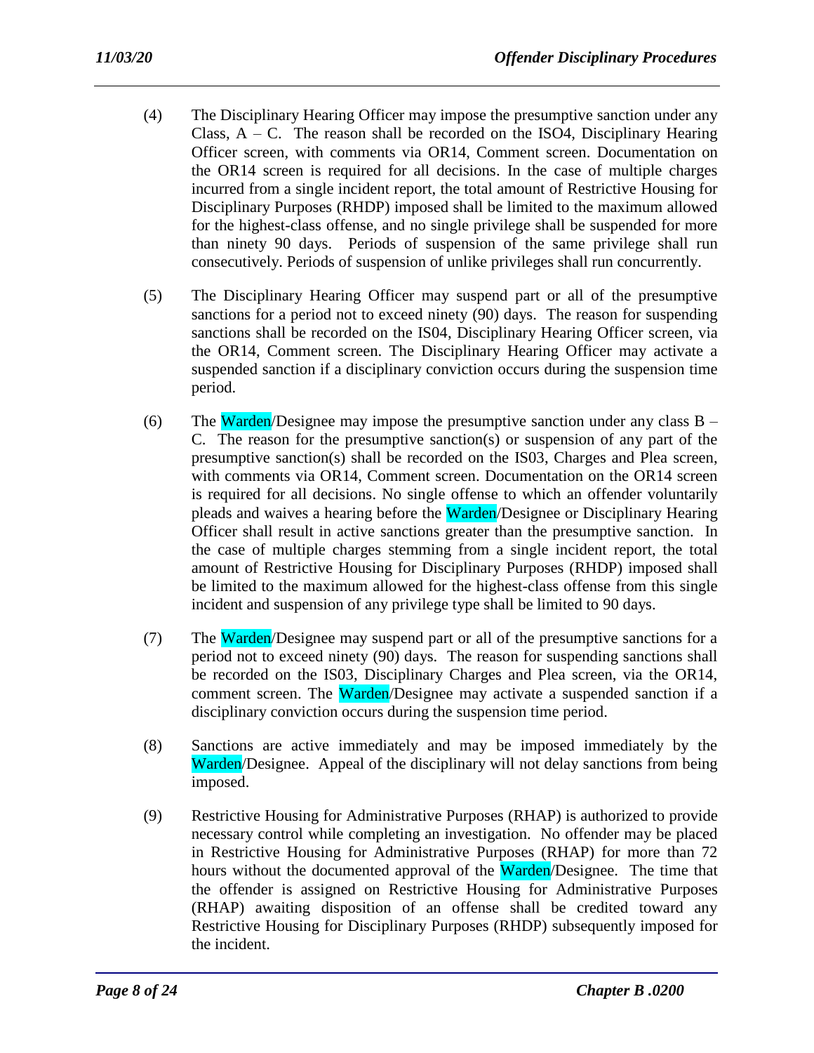(4) The Disciplinary Hearing Officer may impose the presumptive sanction under any Class, A – C. The reason shall be recorded on the ISO4, Disciplinary Hearing Officer screen, with comments via OR14, Comment screen. Documentation on the OR14 screen is required for all decisions. In the case of multiple charges incurred from a single incident report, the total amount of Restrictive Housing for Disciplinary Purposes (RHDP) imposed shall be limited to the maximum allowed for the highest-class offense, and no single privilege shall be suspended for more than ninety 90 days. Periods of suspension of the same privilege shall run consecutively. Periods of suspension of unlike privileges shall run concurrently.

(5) The Disciplinary Hearing Officer may suspend part or all of the presumptive sanctions for a period not to exceed ninety (90) days. The reason for suspending sanctions shall be recorded on the IS04, Disciplinary Hearing Officer screen, via the OR14, Comment screen. The Disciplinary Hearing Officer may activate a suspended sanction if a disciplinary conviction occurs during the suspension time period.

(6) The Warden/Designee may impose the presumptive sanction under any class B – C. The reason for the presumptive sanction(s) or suspension of any part of the presumptive sanction(s) shall be recorded on the IS03, Charges and Plea screen, with comments via OR14, Comment screen. Documentation on the OR14 screen is required for all decisions. No single offense to which an offender voluntarily pleads and waives a hearing before the Warden/Designee or Disciplinary Hearing Officer shall result in active sanctions greater than the presumptive sanction. In the case of multiple charges stemming from a single incident report, the total amount of Restrictive Housing for Disciplinary Purposes (RHDP) imposed shall be limited to the maximum allowed for the highest-class offense from this single incident and suspension of any privilege type shall be limited to 90 days.

(7) The Warden/Designee may suspend part or all of the presumptive sanctions for a period not to exceed ninety (90) days. The reason for suspending sanctions shall be recorded on the IS03, Disciplinary Charges and Plea screen, via the OR14, comment screen. The Warden/Designee may activate a suspended sanction if a disciplinary conviction occurs during the suspension time period.

(8) Sanctions are active immediately and may be imposed immediately by the Warden/Designee. Appeal of the disciplinary will not delay sanctions from being imposed.

(9) Restrictive Housing for Administrative Purposes (RHAP) is authorized to provide necessary control while completing an investigation. No offender may be placed in Restrictive Housing for Administrative Purposes (RHAP) for more than 72 hours without the documented approval of the Warden/Designee. The time that the offender is assigned on Restrictive Housing for Administrative Purposes (RHAP) awaiting disposition of an offense shall be credited toward any Restrictive Housing for Disciplinary Purposes (RHDP) subsequently imposed for the incident.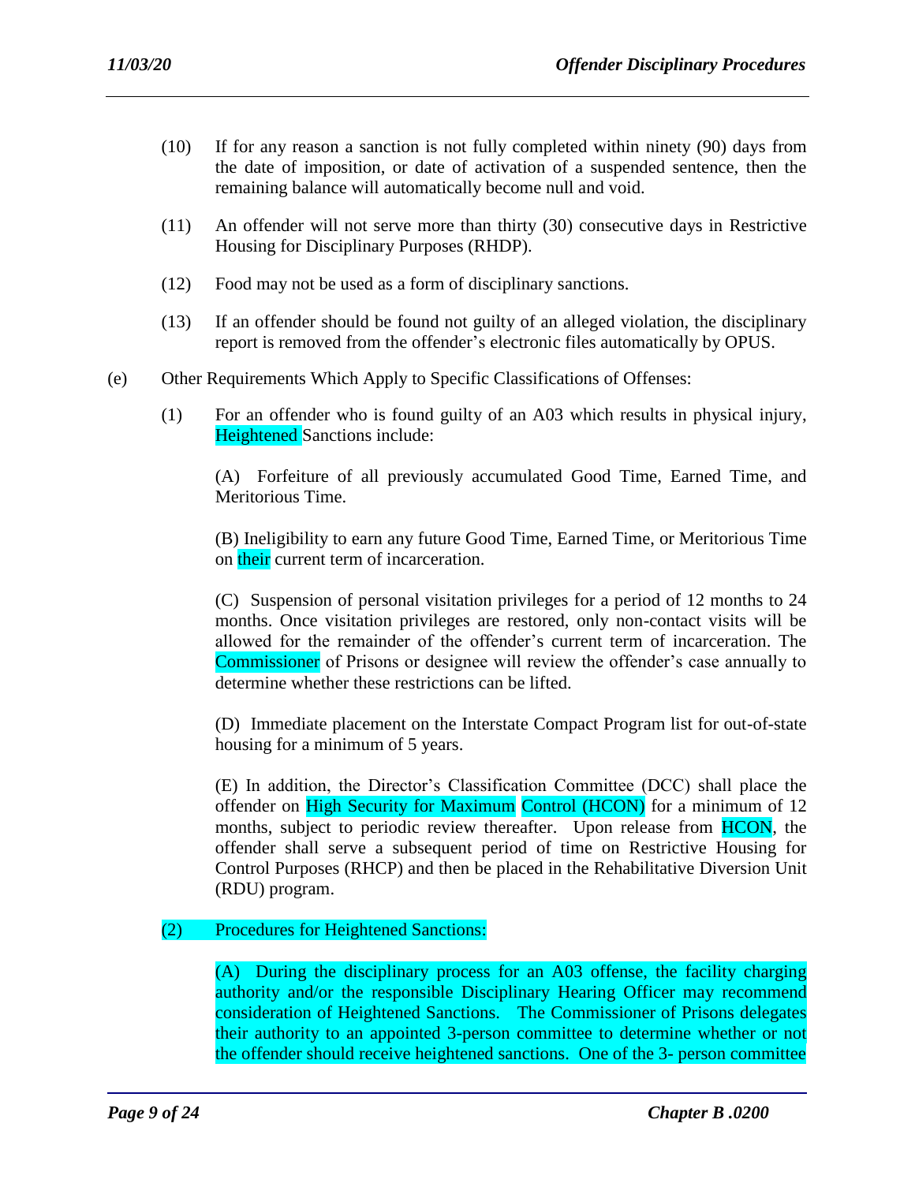(10) If for any reason a sanction is not fully completed within ninety (90) days from the date of imposition, or date of activation of a suspended sentence, then the remaining balance will automatically become null and void.

(11) An offender will not serve more than thirty (30) consecutive days in Restrictive Housing for Disciplinary Purposes (RHDP).

(12) Food may not be used as a form of disciplinary sanctions.

(13) If an offender should be found not guilty of an alleged violation, the disciplinary report is removed from the offender's electronic files automatically by OPUS.

(e) Other Requirements Which Apply to Specific Classifications of Offenses:

(1) For an offender who is found guilty of an A03 which results in physical injury, Heightened Sanctions include:

(A) Forfeiture of all previously accumulated Good Time, Earned Time, and Meritorious Time.

(B) Ineligibility to earn any future Good Time, Earned Time, or Meritorious Time on their current term of incarceration.

(C) Suspension of personal visitation privileges for a period of 12 months to 24 months. Once visitation privileges are restored, only non-contact visits will be allowed for the remainder of the offender's current term of incarceration. The Commissioner of Prisons or designee will review the offender's case annually to determine whether these restrictions can be lifted.

(D) Immediate placement on the Interstate Compact Program list for out-of-state housing for a minimum of 5 years.

(E) In addition, the Director's Classification Committee (DCC) shall place the offender on High Security for Maximum Control (HCON) for a minimum of 12 months, subject to periodic review thereafter. Upon release from HCON, the offender shall serve a subsequent period of time on Restrictive Housing for Control Purposes (RHCP) and then be placed in the Rehabilitative Diversion Unit (RDU) program.

(2) Procedures for Heightened Sanctions:

(A) During the disciplinary process for an A03 offense, the facility charging authority and/or the responsible Disciplinary Hearing Officer may recommend consideration of Heightened Sanctions. The Commissioner of Prisons delegates their authority to an appointed 3-person committee to determine whether or not the offender should receive heightened sanctions. One of the 3- person committee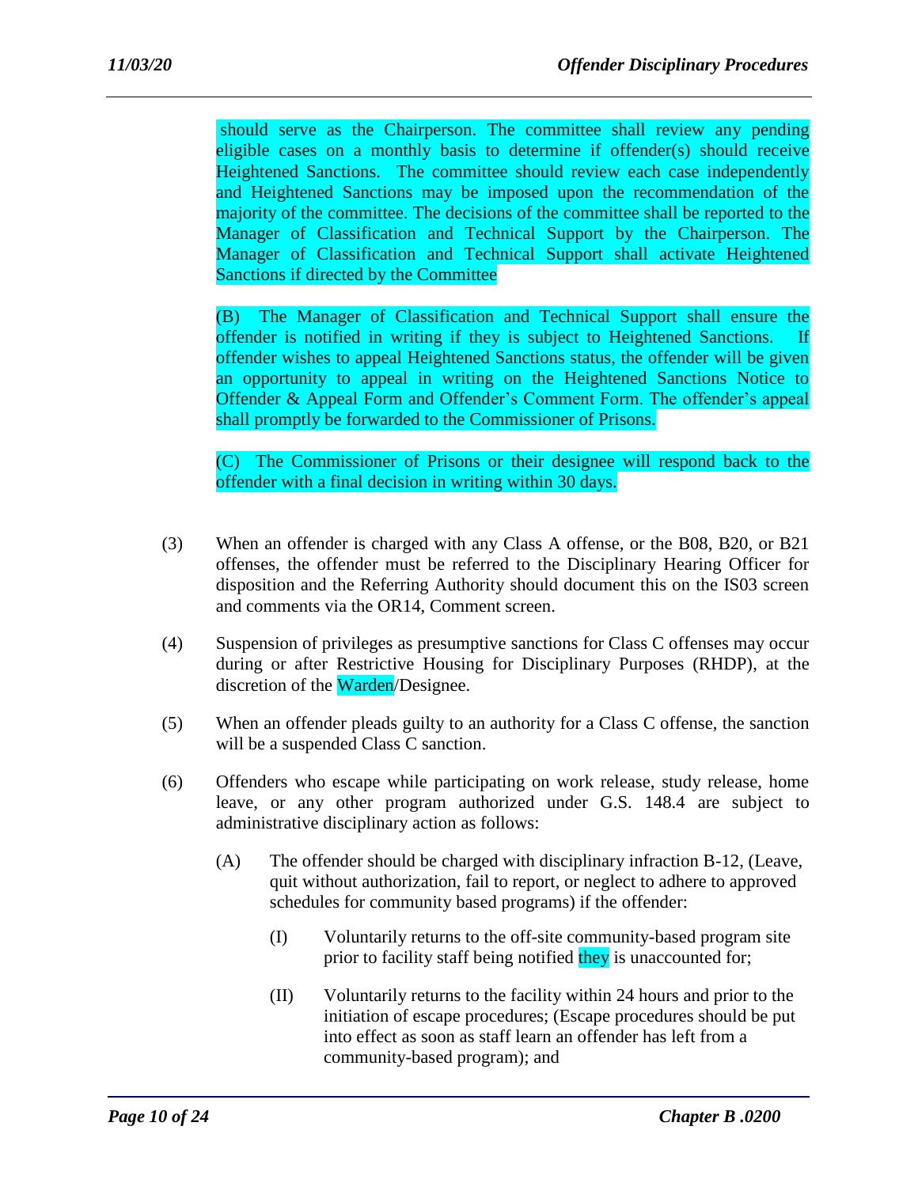should serve as the Chairperson. The committee shall review any pending eligible cases on a monthly basis to determine if offender(s) should receive Heightened Sanctions. The committee should review each case independently and Heightened Sanctions may be imposed upon the recommendation of the majority of the committee. The decisions of the committee shall be reported to the Manager of Classification and Technical Support by the Chairperson. The Manager of Classification and Technical Support shall activate Heightened Sanctions if directed by the Committee

(B) The Manager of Classification and Technical Support shall ensure the offender is notified in writing if they is subject to Heightened Sanctions. If offender wishes to appeal Heightened Sanctions status, the offender will be given an opportunity to appeal in writing on the Heightened Sanctions Notice to Offender & Appeal Form and Offender's Comment Form. The offender's appeal shall promptly be forwarded to the Commissioner of Prisons.

(C) The Commissioner of Prisons or their designee will respond back to the offender with a final decision in writing within 30 days.

(3) When an offender is charged with any Class A offense, or the B08, B20, or B21 offenses, the offender must be referred to the Disciplinary Hearing Officer for disposition and the Referring Authority should document this on the IS03 screen and comments via the OR14, Comment screen.

(4) Suspension of privileges as presumptive sanctions for Class C offenses may occur during or after Restrictive Housing for Disciplinary Purposes (RHDP), at the discretion of the Warden/Designee.

(5) When an offender pleads guilty to an authority for a Class C offense, the sanction will be a suspended Class C sanction.

(6) Offenders who escape while participating on work release, study release, home leave, or any other program authorized under G.S. 148.4 are subject to administrative disciplinary action as follows:

   (A) The offender should be charged with disciplinary infraction B-12, (Leave, quit without authorization, fail to report, or neglect to adhere to approved schedules for community based programs) if the offender:

      (I) Voluntarily returns to the off-site community-based program site prior to facility staff being notified they is unaccounted for;

      (II) Voluntarily returns to the facility within 24 hours and prior to the initiation of escape procedures; (Escape procedures should be put into effect as soon as staff learn an offender has left from a community-based program); and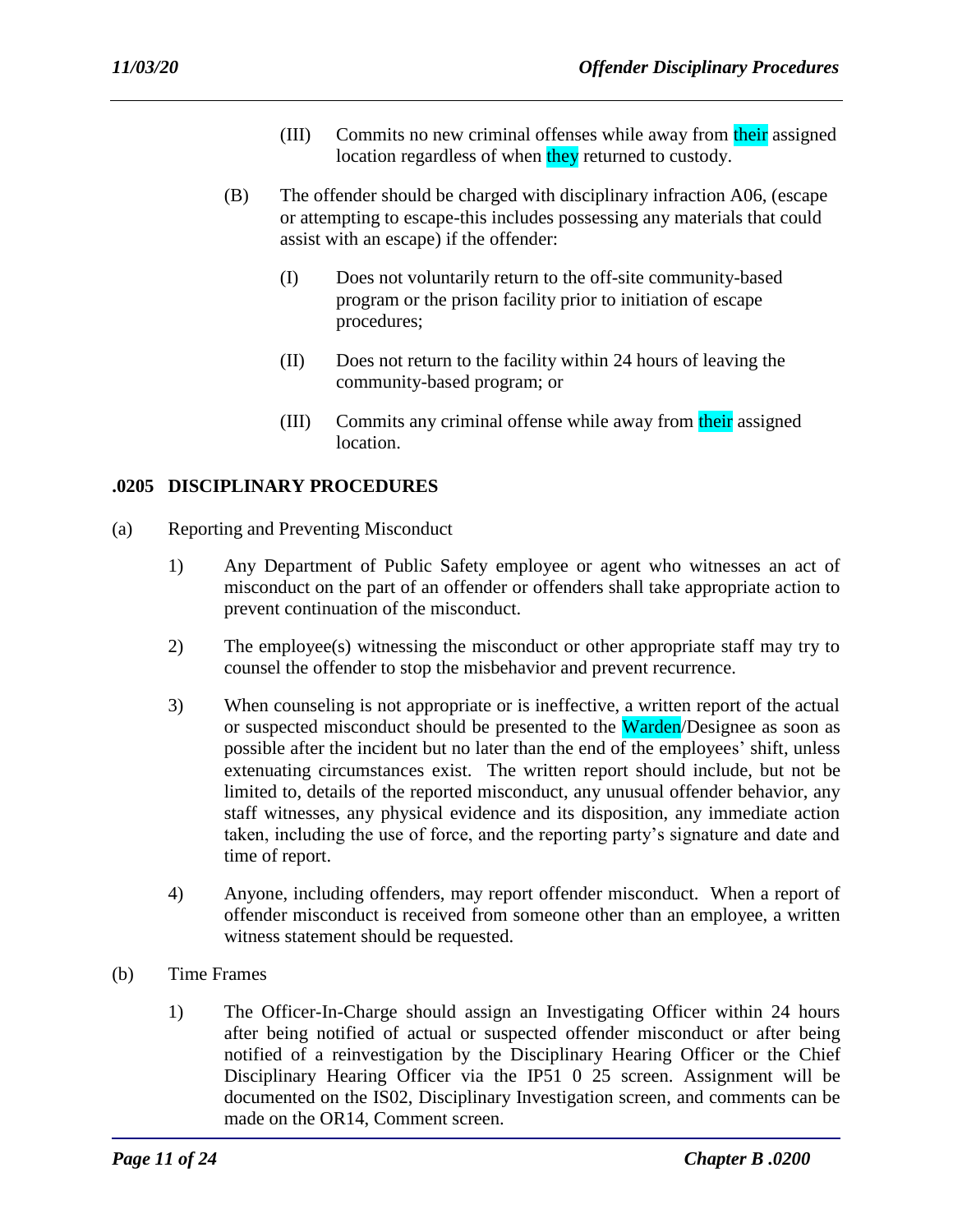(III) Commits no new criminal offenses while away from their assigned location regardless of when they returned to custody.

(B) The offender should be charged with disciplinary infraction A06, (escape or attempting to escape-this includes possessing any materials that could assist with an escape) if the offender:

(I) Does not voluntarily return to the off-site community-based program or the prison facility prior to initiation of escape procedures;

(II) Does not return to the facility within 24 hours of leaving the community-based program; or

(III) Commits any criminal offense while away from their assigned location.

## .0205 DISCIPLINARY PROCEDURES

(a) Reporting and Preventing Misconduct

1) Any Department of Public Safety employee or agent who witnesses an act of misconduct on the part of an offender or offenders shall take appropriate action to prevent continuation of the misconduct.

2) The employee(s) witnessing the misconduct or other appropriate staff may try to counsel the offender to stop the misbehavior and prevent recurrence.

3) When counseling is not appropriate or is ineffective, a written report of the actual or suspected misconduct should be presented to the Warden/Designee as soon as possible after the incident but no later than the end of the employees' shift, unless extenuating circumstances exist. The written report should include, but not be limited to, details of the reported misconduct, any unusual offender behavior, any staff witnesses, any physical evidence and its disposition, any immediate action taken, including the use of force, and the reporting party's signature and date and time of report.

4) Anyone, including offenders, may report offender misconduct. When a report of offender misconduct is received from someone other than an employee, a written witness statement should be requested.

(b) Time Frames

1) The Officer-In-Charge should assign an Investigating Officer within 24 hours after being notified of actual or suspected offender misconduct or after being notified of a reinvestigation by the Disciplinary Hearing Officer or the Chief Disciplinary Hearing Officer via the IP51 0 25 screen. Assignment will be documented on the IS02, Disciplinary Investigation screen, and comments can be made on the OR14, Comment screen.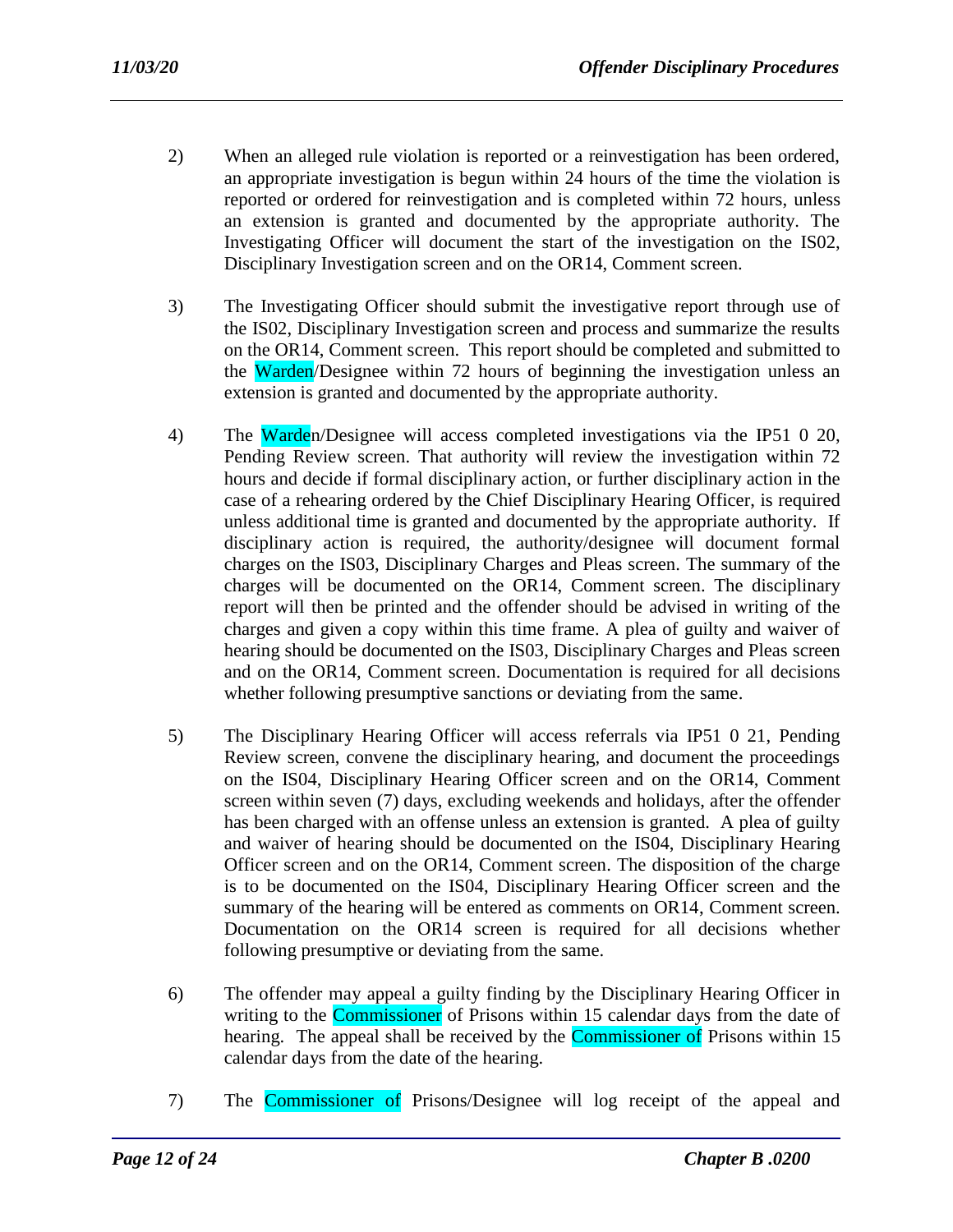2) When an alleged rule violation is reported or a reinvestigation has been ordered, an appropriate investigation is begun within 24 hours of the time the violation is reported or ordered for reinvestigation and is completed within 72 hours, unless an extension is granted and documented by the appropriate authority. The Investigating Officer will document the start of the investigation on the IS02, Disciplinary Investigation screen and on the OR14, Comment screen.

3) The Investigating Officer should submit the investigative report through use of the IS02, Disciplinary Investigation screen and process and summarize the results on the OR14, Comment screen. This report should be completed and submitted to the Warden/Designee within 72 hours of beginning the investigation unless an extension is granted and documented by the appropriate authority.

4) The Warden/Designee will access completed investigations via the IP51 0 20, Pending Review screen. That authority will review the investigation within 72 hours and decide if formal disciplinary action, or further disciplinary action in the case of a rehearing ordered by the Chief Disciplinary Hearing Officer, is required unless additional time is granted and documented by the appropriate authority. If disciplinary action is required, the authority/designee will document formal charges on the IS03, Disciplinary Charges and Pleas screen. The summary of the charges will be documented on the OR14, Comment screen. The disciplinary report will then be printed and the offender should be advised in writing of the charges and given a copy within this time frame. A plea of guilty and waiver of hearing should be documented on the IS03, Disciplinary Charges and Pleas screen and on the OR14, Comment screen. Documentation is required for all decisions whether following presumptive sanctions or deviating from the same.

5) The Disciplinary Hearing Officer will access referrals via IP51 0 21, Pending Review screen, convene the disciplinary hearing, and document the proceedings on the IS04, Disciplinary Hearing Officer screen and on the OR14, Comment screen within seven (7) days, excluding weekends and holidays, after the offender has been charged with an offense unless an extension is granted. A plea of guilty and waiver of hearing should be documented on the IS04, Disciplinary Hearing Officer screen and on the OR14, Comment screen. The disposition of the charge is to be documented on the IS04, Disciplinary Hearing Officer screen and the summary of the hearing will be entered as comments on OR14, Comment screen. Documentation on the OR14 screen is required for all decisions whether following presumptive or deviating from the same.

6) The offender may appeal a guilty finding by the Disciplinary Hearing Officer in writing to the Commissioner of Prisons within 15 calendar days from the date of hearing. The appeal shall be received by the Commissioner of Prisons within 15 calendar days from the date of the hearing.

7) The Commissioner of Prisons/Designee will log receipt of the appeal and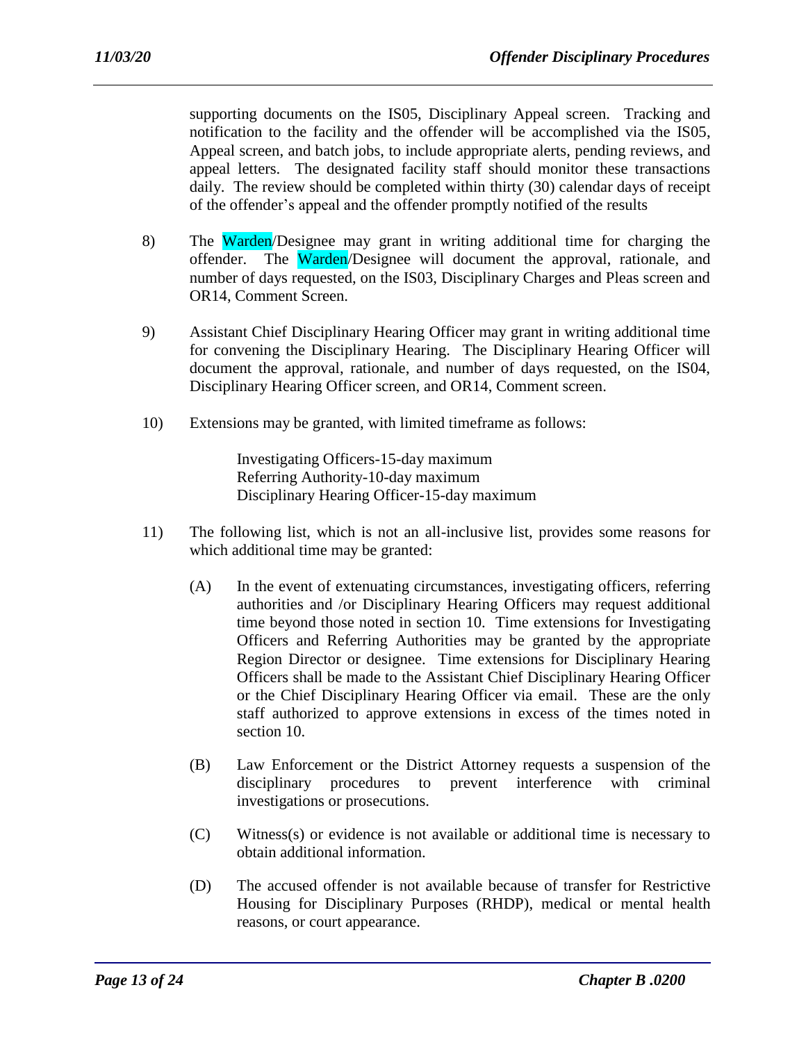supporting documents on the IS05, Disciplinary Appeal screen. Tracking and notification to the facility and the offender will be accomplished via the IS05, Appeal screen, and batch jobs, to include appropriate alerts, pending reviews, and appeal letters. The designated facility staff should monitor these transactions daily. The review should be completed within thirty (30) calendar days of receipt of the offender's appeal and the offender promptly notified of the results

8) The Warden/Designee may grant in writing additional time for charging the offender. The Warden/Designee will document the approval, rationale, and number of days requested, on the IS03, Disciplinary Charges and Pleas screen and OR14, Comment Screen.

9) Assistant Chief Disciplinary Hearing Officer may grant in writing additional time for convening the Disciplinary Hearing. The Disciplinary Hearing Officer will document the approval, rationale, and number of days requested, on the IS04, Disciplinary Hearing Officer screen, and OR14, Comment screen.

10) Extensions may be granted, with limited timeframe as follows:

    Investigating Officers-15-day maximum
    Referring Authority-10-day maximum
    Disciplinary Hearing Officer-15-day maximum

11) The following list, which is not an all-inclusive list, provides some reasons for which additional time may be granted:

    (A) In the event of extenuating circumstances, investigating officers, referring authorities and /or Disciplinary Hearing Officers may request additional time beyond those noted in section 10. Time extensions for Investigating Officers and Referring Authorities may be granted by the appropriate Region Director or designee. Time extensions for Disciplinary Hearing Officers shall be made to the Assistant Chief Disciplinary Hearing Officer or the Chief Disciplinary Hearing Officer via email. These are the only staff authorized to approve extensions in excess of the times noted in section 10.

    (B) Law Enforcement or the District Attorney requests a suspension of the disciplinary procedures to prevent interference with criminal investigations or prosecutions.

    (C) Witness(s) or evidence is not available or additional time is necessary to obtain additional information.

    (D) The accused offender is not available because of transfer for Restrictive Housing for Disciplinary Purposes (RHDP), medical or mental health reasons, or court appearance.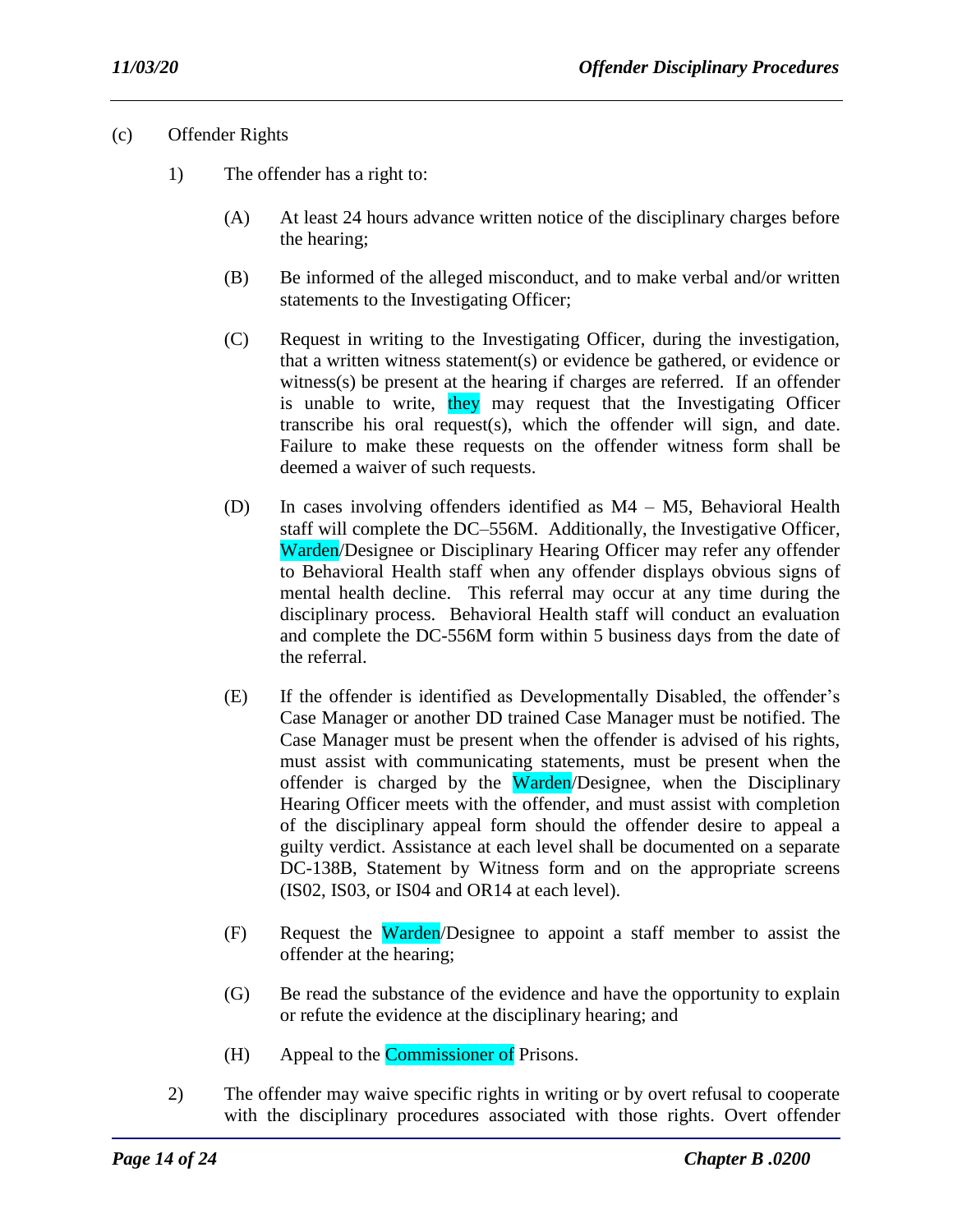(c) Offender Rights

1) The offender has a right to:

(A) At least 24 hours advance written notice of the disciplinary charges before the hearing;

(B) Be informed of the alleged misconduct, and to make verbal and/or written statements to the Investigating Officer;

(C) Request in writing to the Investigating Officer, during the investigation, that a written witness statement(s) or evidence be gathered, or evidence or witness(s) be present at the hearing if charges are referred. If an offender is unable to write, they may request that the Investigating Officer transcribe his oral request(s), which the offender will sign, and date. Failure to make these requests on the offender witness form shall be deemed a waiver of such requests.

(D) In cases involving offenders identified as M4 – M5, Behavioral Health staff will complete the DC–556M. Additionally, the Investigative Officer, Warden/Designee or Disciplinary Hearing Officer may refer any offender to Behavioral Health staff when any offender displays obvious signs of mental health decline. This referral may occur at any time during the disciplinary process. Behavioral Health staff will conduct an evaluation and complete the DC-556M form within 5 business days from the date of the referral.

(E) If the offender is identified as Developmentally Disabled, the offender's Case Manager or another DD trained Case Manager must be notified. The Case Manager must be present when the offender is advised of his rights, must assist with communicating statements, must be present when the offender is charged by the Warden/Designee, when the Disciplinary Hearing Officer meets with the offender, and must assist with completion of the disciplinary appeal form should the offender desire to appeal a guilty verdict. Assistance at each level shall be documented on a separate DC-138B, Statement by Witness form and on the appropriate screens (IS02, IS03, or IS04 and OR14 at each level).

(F) Request the Warden/Designee to appoint a staff member to assist the offender at the hearing;

(G) Be read the substance of the evidence and have the opportunity to explain or refute the evidence at the disciplinary hearing; and

(H) Appeal to the Commissioner of Prisons.

2) The offender may waive specific rights in writing or by overt refusal to cooperate with the disciplinary procedures associated with those rights. Overt offender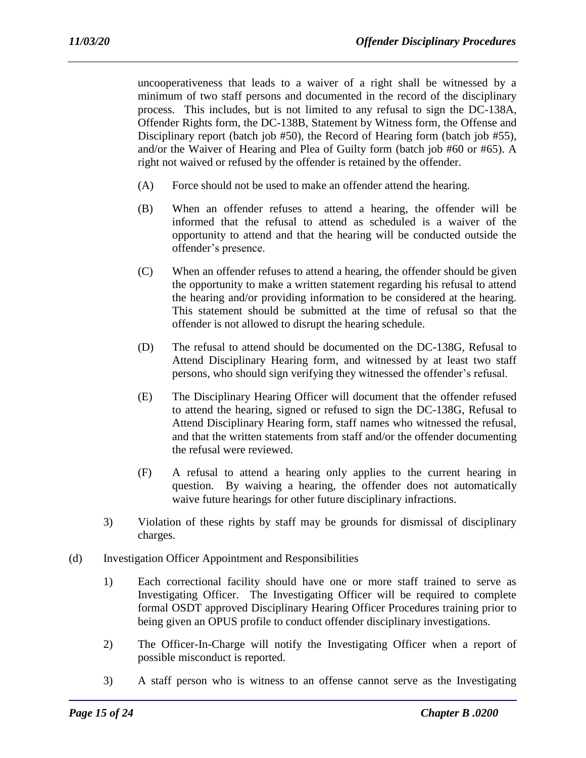uncooperativeness that leads to a waiver of a right shall be witnessed by a minimum of two staff persons and documented in the record of the disciplinary process. This includes, but is not limited to any refusal to sign the DC-138A, Offender Rights form, the DC-138B, Statement by Witness form, the Offense and Disciplinary report (batch job #50), the Record of Hearing form (batch job #55), and/or the Waiver of Hearing and Plea of Guilty form (batch job #60 or #65). A right not waived or refused by the offender is retained by the offender.

(A) Force should not be used to make an offender attend the hearing.

(B) When an offender refuses to attend a hearing, the offender will be informed that the refusal to attend as scheduled is a waiver of the opportunity to attend and that the hearing will be conducted outside the offender's presence.

(C) When an offender refuses to attend a hearing, the offender should be given the opportunity to make a written statement regarding his refusal to attend the hearing and/or providing information to be considered at the hearing. This statement should be submitted at the time of refusal so that the offender is not allowed to disrupt the hearing schedule.

(D) The refusal to attend should be documented on the DC-138G, Refusal to Attend Disciplinary Hearing form, and witnessed by at least two staff persons, who should sign verifying they witnessed the offender's refusal.

(E) The Disciplinary Hearing Officer will document that the offender refused to attend the hearing, signed or refused to sign the DC-138G, Refusal to Attend Disciplinary Hearing form, staff names who witnessed the refusal, and that the written statements from staff and/or the offender documenting the refusal were reviewed.

(F) A refusal to attend a hearing only applies to the current hearing in question. By waiving a hearing, the offender does not automatically waive future hearings for other future disciplinary infractions.

3) Violation of these rights by staff may be grounds for dismissal of disciplinary charges.

(d) Investigation Officer Appointment and Responsibilities

1) Each correctional facility should have one or more staff trained to serve as Investigating Officer. The Investigating Officer will be required to complete formal OSDT approved Disciplinary Hearing Officer Procedures training prior to being given an OPUS profile to conduct offender disciplinary investigations.

2) The Officer-In-Charge will notify the Investigating Officer when a report of possible misconduct is reported.

3) A staff person who is witness to an offense cannot serve as the Investigating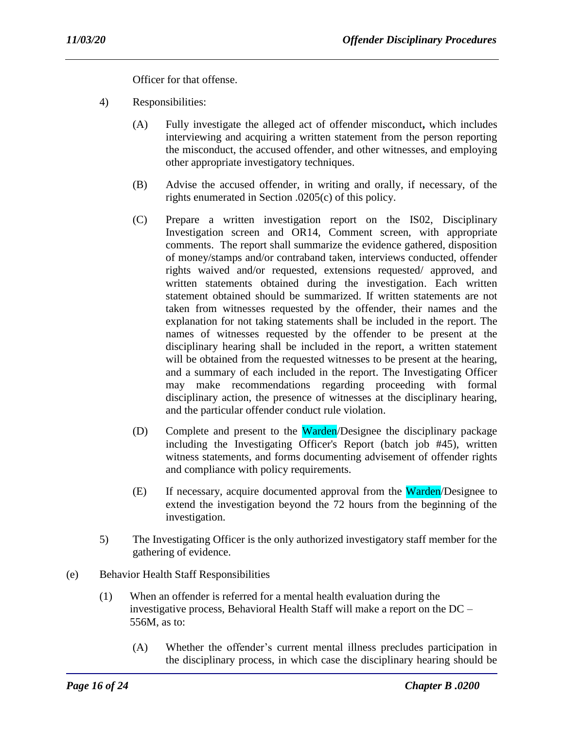Officer for that offense.

4) Responsibilities:

   (A) Fully investigate the alleged act of offender misconduct**,** which includes interviewing and acquiring a written statement from the person reporting the misconduct, the accused offender, and other witnesses, and employing other appropriate investigatory techniques.

   (B) Advise the accused offender, in writing and orally, if necessary, of the rights enumerated in Section .0205(c) of this policy.

   (C) Prepare a written investigation report on the IS02, Disciplinary Investigation screen and OR14, Comment screen, with appropriate comments. The report shall summarize the evidence gathered, disposition of money/stamps and/or contraband taken, interviews conducted, offender rights waived and/or requested, extensions requested/ approved, and written statements obtained during the investigation. Each written statement obtained should be summarized. If written statements are not taken from witnesses requested by the offender, their names and the explanation for not taking statements shall be included in the report. The names of witnesses requested by the offender to be present at the disciplinary hearing shall be included in the report, a written statement will be obtained from the requested witnesses to be present at the hearing, and a summary of each included in the report. The Investigating Officer may make recommendations regarding proceeding with formal disciplinary action, the presence of witnesses at the disciplinary hearing, and the particular offender conduct rule violation.

   (D) Complete and present to the Warden/Designee the disciplinary package including the Investigating Officer's Report (batch job #45), written witness statements, and forms documenting advisement of offender rights and compliance with policy requirements.

   (E) If necessary, acquire documented approval from the Warden/Designee to extend the investigation beyond the 72 hours from the beginning of the investigation.

5) The Investigating Officer is the only authorized investigatory staff member for the gathering of evidence.

(e) Behavior Health Staff Responsibilities

   (1) When an offender is referred for a mental health evaluation during the investigative process, Behavioral Health Staff will make a report on the DC – 556M, as to:

      (A) Whether the offender's current mental illness precludes participation in the disciplinary process, in which case the disciplinary hearing should be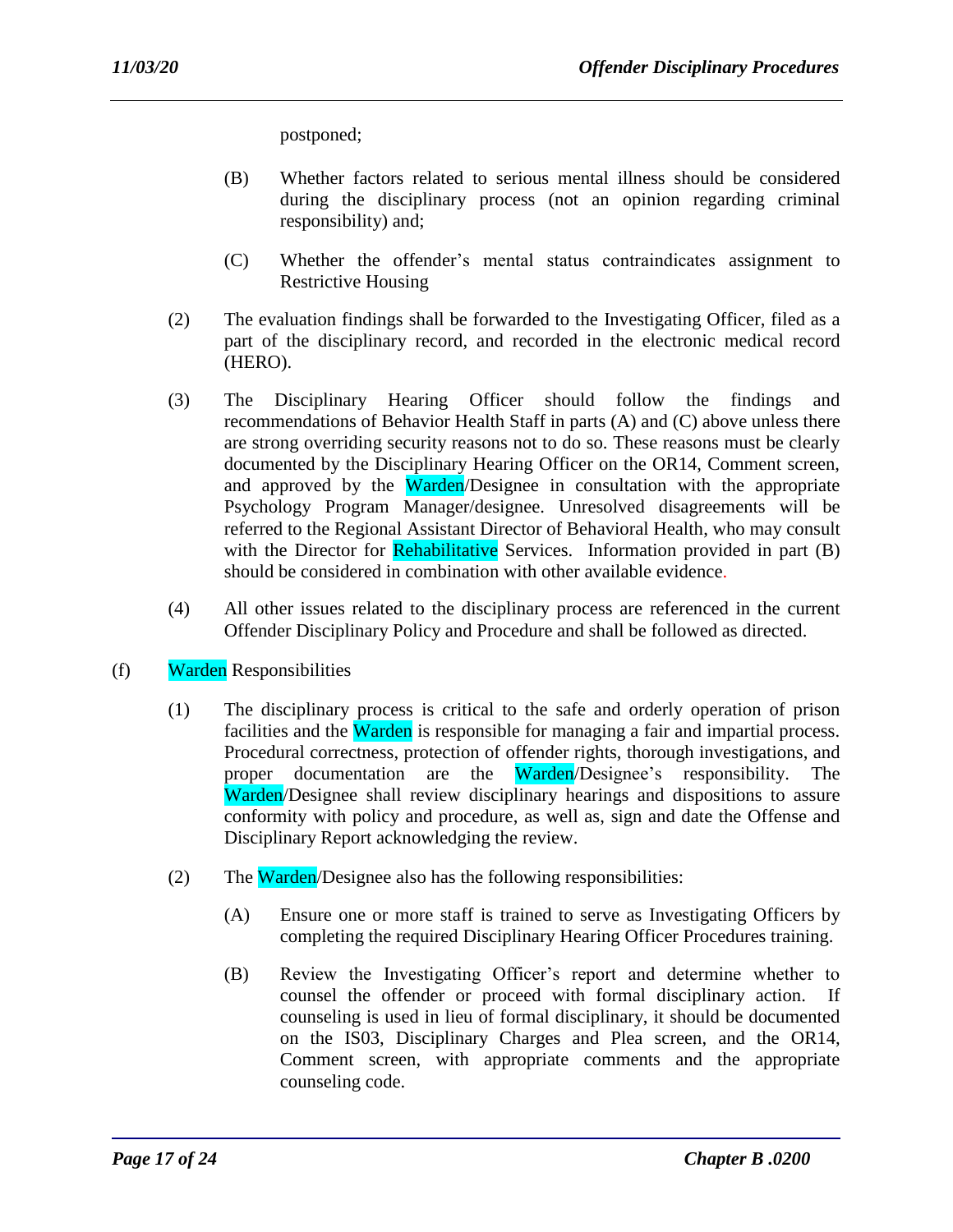postponed;

(B) Whether factors related to serious mental illness should be considered during the disciplinary process (not an opinion regarding criminal responsibility) and;

(C) Whether the offender's mental status contraindicates assignment to Restrictive Housing

(2) The evaluation findings shall be forwarded to the Investigating Officer, filed as a part of the disciplinary record, and recorded in the electronic medical record (HERO).

(3) The Disciplinary Hearing Officer should follow the findings and recommendations of Behavior Health Staff in parts (A) and (C) above unless there are strong overriding security reasons not to do so. These reasons must be clearly documented by the Disciplinary Hearing Officer on the OR14, Comment screen, and approved by the Warden/Designee in consultation with the appropriate Psychology Program Manager/designee. Unresolved disagreements will be referred to the Regional Assistant Director of Behavioral Health, who may consult with the Director for Rehabilitative Services. Information provided in part (B) should be considered in combination with other available evidence.

(4) All other issues related to the disciplinary process are referenced in the current Offender Disciplinary Policy and Procedure and shall be followed as directed.

(f) Warden Responsibilities

(1) The disciplinary process is critical to the safe and orderly operation of prison facilities and the Warden is responsible for managing a fair and impartial process. Procedural correctness, protection of offender rights, thorough investigations, and proper documentation are the Warden/Designee's responsibility. The Warden/Designee shall review disciplinary hearings and dispositions to assure conformity with policy and procedure, as well as, sign and date the Offense and Disciplinary Report acknowledging the review.

(2) The Warden/Designee also has the following responsibilities:

(A) Ensure one or more staff is trained to serve as Investigating Officers by completing the required Disciplinary Hearing Officer Procedures training.

(B) Review the Investigating Officer's report and determine whether to counsel the offender or proceed with formal disciplinary action. If counseling is used in lieu of formal disciplinary, it should be documented on the IS03, Disciplinary Charges and Plea screen, and the OR14, Comment screen, with appropriate comments and the appropriate counseling code.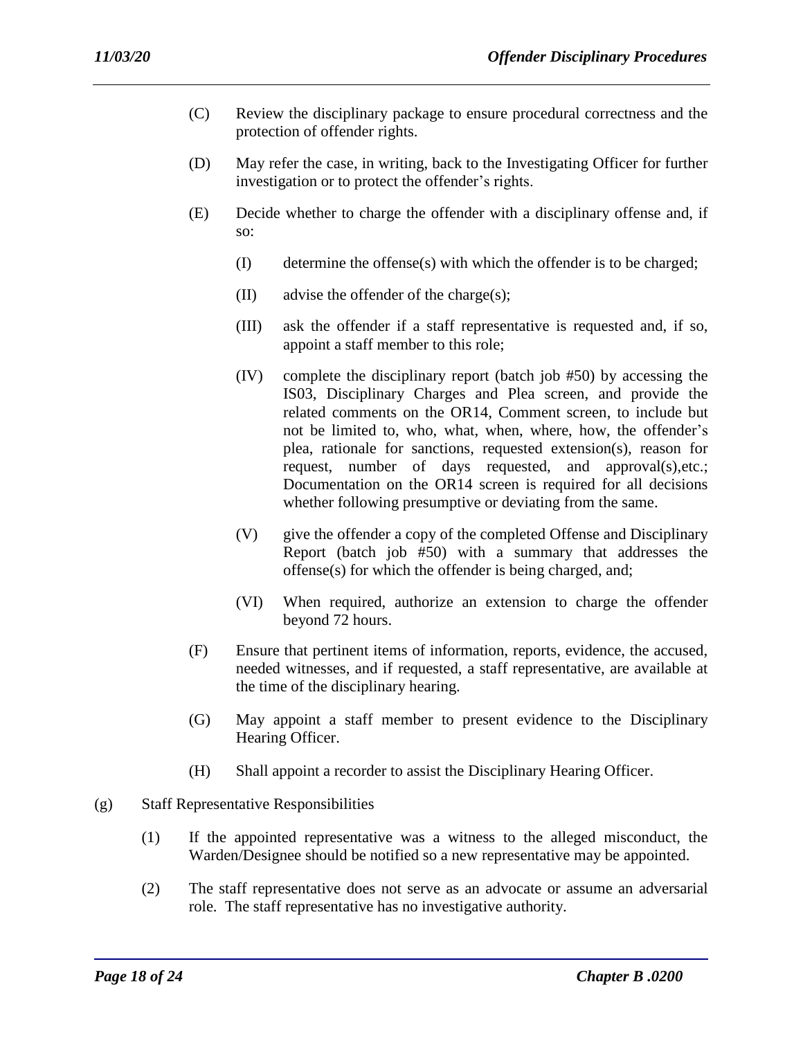(C) Review the disciplinary package to ensure procedural correctness and the protection of offender rights.

(D) May refer the case, in writing, back to the Investigating Officer for further investigation or to protect the offender's rights.

(E) Decide whether to charge the offender with a disciplinary offense and, if so:

  (I) determine the offense(s) with which the offender is to be charged;

  (II) advise the offender of the charge(s);

  (III) ask the offender if a staff representative is requested and, if so, appoint a staff member to this role;

  (IV) complete the disciplinary report (batch job #50) by accessing the IS03, Disciplinary Charges and Plea screen, and provide the related comments on the OR14, Comment screen, to include but not be limited to, who, what, when, where, how, the offender's plea, rationale for sanctions, requested extension(s), reason for request, number of days requested, and approval(s),etc.; Documentation on the OR14 screen is required for all decisions whether following presumptive or deviating from the same.

  (V) give the offender a copy of the completed Offense and Disciplinary Report (batch job #50) with a summary that addresses the offense(s) for which the offender is being charged, and;

  (VI) When required, authorize an extension to charge the offender beyond 72 hours.

(F) Ensure that pertinent items of information, reports, evidence, the accused, needed witnesses, and if requested, a staff representative, are available at the time of the disciplinary hearing.

(G) May appoint a staff member to present evidence to the Disciplinary Hearing Officer.

(H) Shall appoint a recorder to assist the Disciplinary Hearing Officer.

(g) Staff Representative Responsibilities

(1) If the appointed representative was a witness to the alleged misconduct, the Warden/Designee should be notified so a new representative may be appointed.

(2) The staff representative does not serve as an advocate or assume an adversarial role. The staff representative has no investigative authority.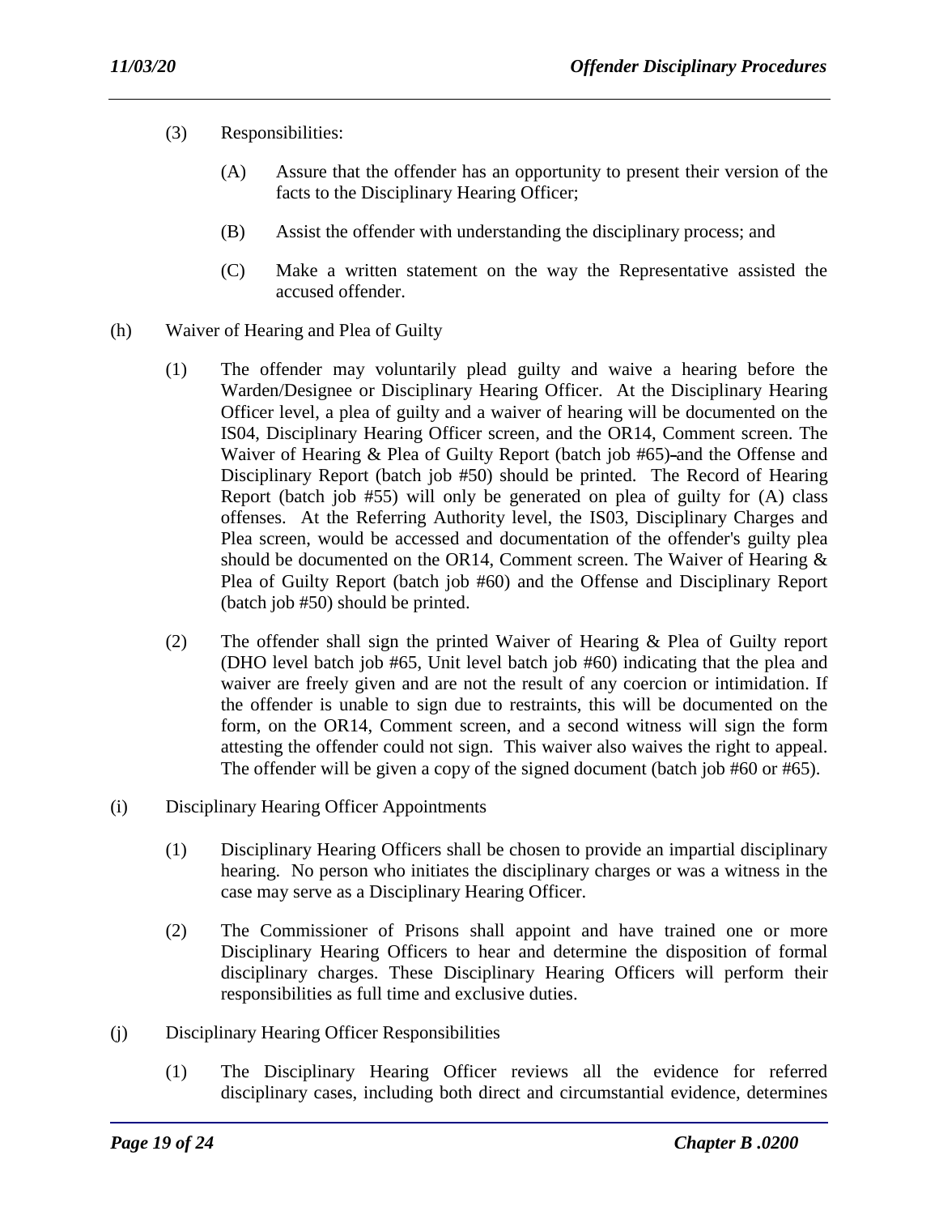(3) Responsibilities:

(A) Assure that the offender has an opportunity to present their version of the facts to the Disciplinary Hearing Officer;

(B) Assist the offender with understanding the disciplinary process; and

(C) Make a written statement on the way the Representative assisted the accused offender.

(h) Waiver of Hearing and Plea of Guilty

(1) The offender may voluntarily plead guilty and waive a hearing before the Warden/Designee or Disciplinary Hearing Officer. At the Disciplinary Hearing Officer level, a plea of guilty and a waiver of hearing will be documented on the IS04, Disciplinary Hearing Officer screen, and the OR14, Comment screen. The Waiver of Hearing & Plea of Guilty Report (batch job #65) and the Offense and Disciplinary Report (batch job #50) should be printed. The Record of Hearing Report (batch job #55) will only be generated on plea of guilty for (A) class offenses. At the Referring Authority level, the IS03, Disciplinary Charges and Plea screen, would be accessed and documentation of the offender's guilty plea should be documented on the OR14, Comment screen. The Waiver of Hearing & Plea of Guilty Report (batch job #60) and the Offense and Disciplinary Report (batch job #50) should be printed.

(2) The offender shall sign the printed Waiver of Hearing & Plea of Guilty report (DHO level batch job #65, Unit level batch job #60) indicating that the plea and waiver are freely given and are not the result of any coercion or intimidation. If the offender is unable to sign due to restraints, this will be documented on the form, on the OR14, Comment screen, and a second witness will sign the form attesting the offender could not sign. This waiver also waives the right to appeal. The offender will be given a copy of the signed document (batch job #60 or #65).

(i) Disciplinary Hearing Officer Appointments

(1) Disciplinary Hearing Officers shall be chosen to provide an impartial disciplinary hearing. No person who initiates the disciplinary charges or was a witness in the case may serve as a Disciplinary Hearing Officer.

(2) The Commissioner of Prisons shall appoint and have trained one or more Disciplinary Hearing Officers to hear and determine the disposition of formal disciplinary charges. These Disciplinary Hearing Officers will perform their responsibilities as full time and exclusive duties.

(j) Disciplinary Hearing Officer Responsibilities

(1) The Disciplinary Hearing Officer reviews all the evidence for referred disciplinary cases, including both direct and circumstantial evidence, determines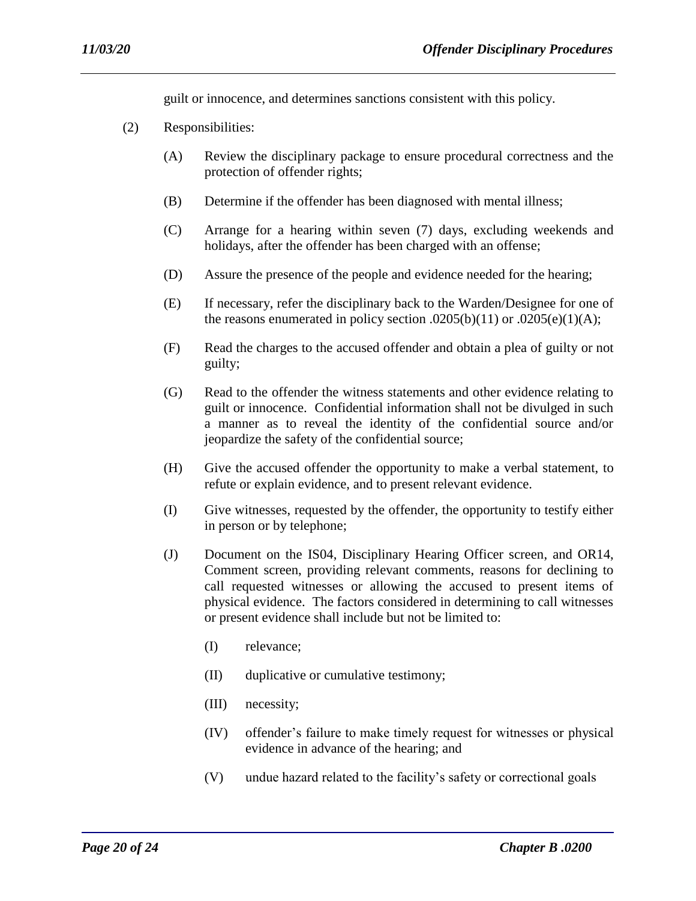guilt or innocence, and determines sanctions consistent with this policy.

(2) Responsibilities:

(A) Review the disciplinary package to ensure procedural correctness and the protection of offender rights;

(B) Determine if the offender has been diagnosed with mental illness;

(C) Arrange for a hearing within seven (7) days, excluding weekends and holidays, after the offender has been charged with an offense;

(D) Assure the presence of the people and evidence needed for the hearing;

(E) If necessary, refer the disciplinary back to the Warden/Designee for one of the reasons enumerated in policy section .0205(b)(11) or .0205(e)(1)(A);

(F) Read the charges to the accused offender and obtain a plea of guilty or not guilty;

(G) Read to the offender the witness statements and other evidence relating to guilt or innocence. Confidential information shall not be divulged in such a manner as to reveal the identity of the confidential source and/or jeopardize the safety of the confidential source;

(H) Give the accused offender the opportunity to make a verbal statement, to refute or explain evidence, and to present relevant evidence.

(I) Give witnesses, requested by the offender, the opportunity to testify either in person or by telephone;

(J) Document on the IS04, Disciplinary Hearing Officer screen, and OR14, Comment screen, providing relevant comments, reasons for declining to call requested witnesses or allowing the accused to present items of physical evidence. The factors considered in determining to call witnesses or present evidence shall include but not be limited to:

(I) relevance;

(II) duplicative or cumulative testimony;

(III) necessity;

(IV) offender's failure to make timely request for witnesses or physical evidence in advance of the hearing; and

(V) undue hazard related to the facility's safety or correctional goals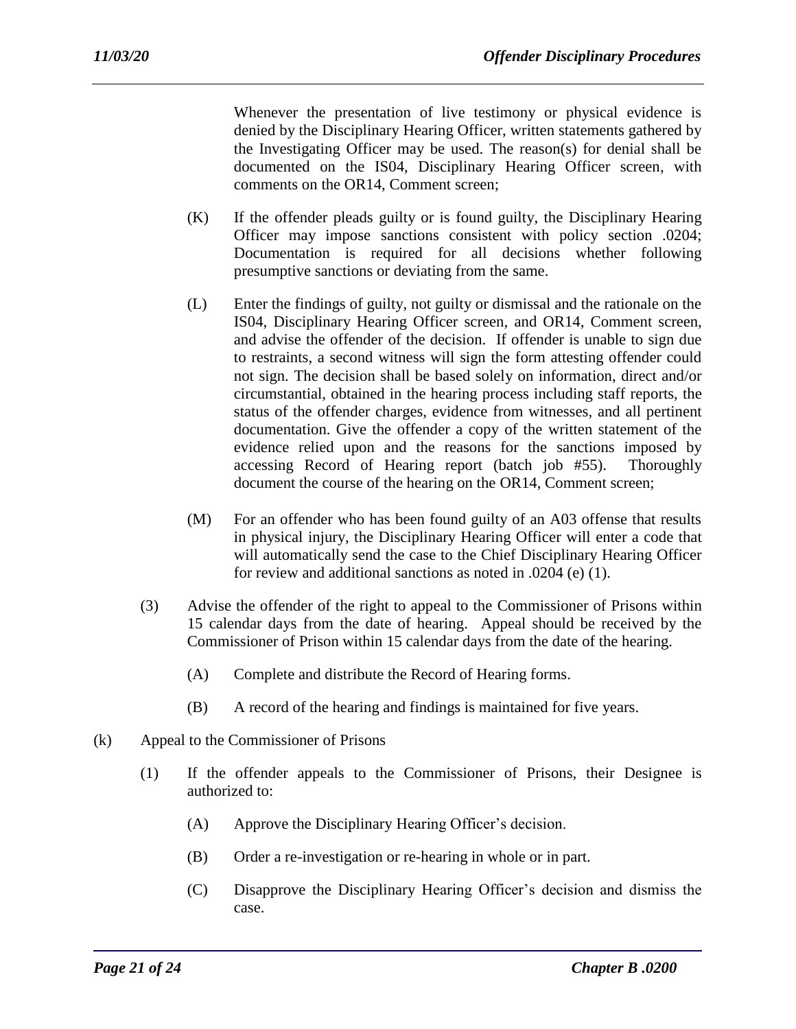Whenever the presentation of live testimony or physical evidence is denied by the Disciplinary Hearing Officer, written statements gathered by the Investigating Officer may be used. The reason(s) for denial shall be documented on the IS04, Disciplinary Hearing Officer screen, with comments on the OR14, Comment screen;

(K) If the offender pleads guilty or is found guilty, the Disciplinary Hearing Officer may impose sanctions consistent with policy section .0204; Documentation is required for all decisions whether following presumptive sanctions or deviating from the same.

(L) Enter the findings of guilty, not guilty or dismissal and the rationale on the IS04, Disciplinary Hearing Officer screen, and OR14, Comment screen, and advise the offender of the decision. If offender is unable to sign due to restraints, a second witness will sign the form attesting offender could not sign. The decision shall be based solely on information, direct and/or circumstantial, obtained in the hearing process including staff reports, the status of the offender charges, evidence from witnesses, and all pertinent documentation. Give the offender a copy of the written statement of the evidence relied upon and the reasons for the sanctions imposed by accessing Record of Hearing report (batch job #55). Thoroughly document the course of the hearing on the OR14, Comment screen;

(M) For an offender who has been found guilty of an A03 offense that results in physical injury, the Disciplinary Hearing Officer will enter a code that will automatically send the case to the Chief Disciplinary Hearing Officer for review and additional sanctions as noted in .0204 (e) (1).

(3) Advise the offender of the right to appeal to the Commissioner of Prisons within 15 calendar days from the date of hearing. Appeal should be received by the Commissioner of Prison within 15 calendar days from the date of the hearing.

(A) Complete and distribute the Record of Hearing forms.

(B) A record of the hearing and findings is maintained for five years.

(k) Appeal to the Commissioner of Prisons

(1) If the offender appeals to the Commissioner of Prisons, their Designee is authorized to:

(A) Approve the Disciplinary Hearing Officer's decision.

(B) Order a re-investigation or re-hearing in whole or in part.

(C) Disapprove the Disciplinary Hearing Officer's decision and dismiss the case.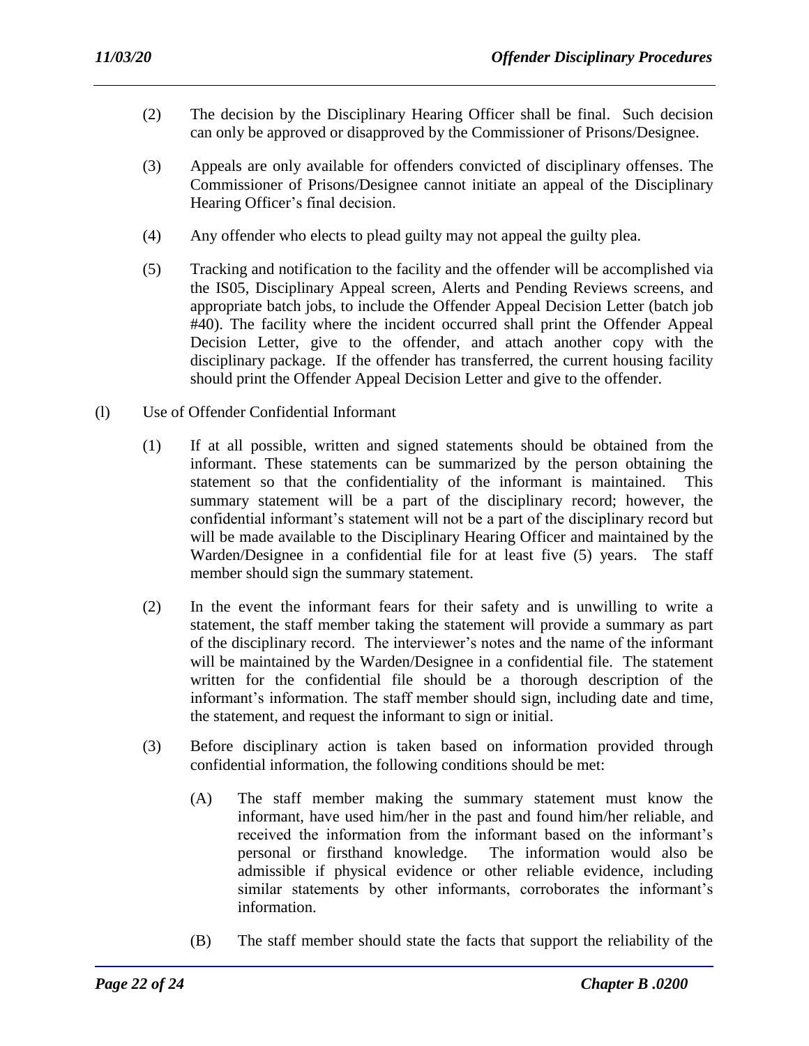(2) The decision by the Disciplinary Hearing Officer shall be final. Such decision can only be approved or disapproved by the Commissioner of Prisons/Designee.

(3) Appeals are only available for offenders convicted of disciplinary offenses. The Commissioner of Prisons/Designee cannot initiate an appeal of the Disciplinary Hearing Officer's final decision.

(4) Any offender who elects to plead guilty may not appeal the guilty plea.

(5) Tracking and notification to the facility and the offender will be accomplished via the IS05, Disciplinary Appeal screen, Alerts and Pending Reviews screens, and appropriate batch jobs, to include the Offender Appeal Decision Letter (batch job #40). The facility where the incident occurred shall print the Offender Appeal Decision Letter, give to the offender, and attach another copy with the disciplinary package. If the offender has transferred, the current housing facility should print the Offender Appeal Decision Letter and give to the offender.

(l) Use of Offender Confidential Informant

(1) If at all possible, written and signed statements should be obtained from the informant. These statements can be summarized by the person obtaining the statement so that the confidentiality of the informant is maintained. This summary statement will be a part of the disciplinary record; however, the confidential informant's statement will not be a part of the disciplinary record but will be made available to the Disciplinary Hearing Officer and maintained by the Warden/Designee in a confidential file for at least five (5) years. The staff member should sign the summary statement.

(2) In the event the informant fears for their safety and is unwilling to write a statement, the staff member taking the statement will provide a summary as part of the disciplinary record. The interviewer's notes and the name of the informant will be maintained by the Warden/Designee in a confidential file. The statement written for the confidential file should be a thorough description of the informant's information. The staff member should sign, including date and time, the statement, and request the informant to sign or initial.

(3) Before disciplinary action is taken based on information provided through confidential information, the following conditions should be met:

(A) The staff member making the summary statement must know the informant, have used him/her in the past and found him/her reliable, and received the information from the informant based on the informant's personal or firsthand knowledge. The information would also be admissible if physical evidence or other reliable evidence, including similar statements by other informants, corroborates the informant's information.

(B) The staff member should state the facts that support the reliability of the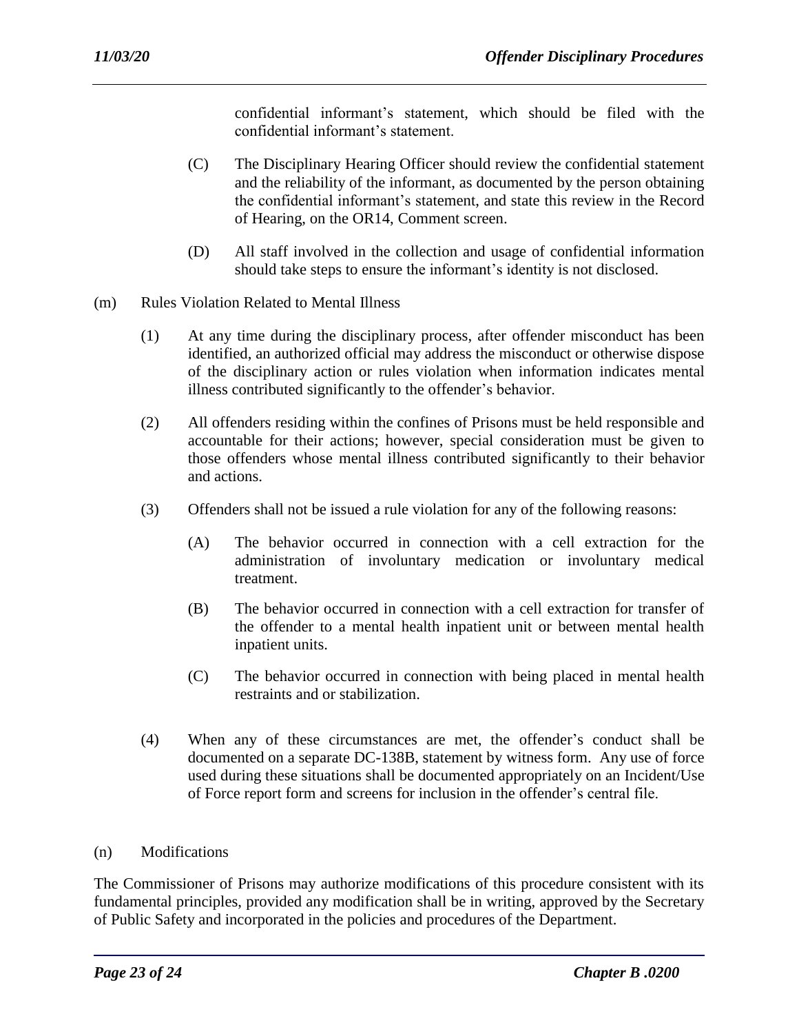confidential informant's statement, which should be filed with the confidential informant's statement.

(C) The Disciplinary Hearing Officer should review the confidential statement and the reliability of the informant, as documented by the person obtaining the confidential informant's statement, and state this review in the Record of Hearing, on the OR14, Comment screen.

(D) All staff involved in the collection and usage of confidential information should take steps to ensure the informant's identity is not disclosed.

(m) Rules Violation Related to Mental Illness

(1) At any time during the disciplinary process, after offender misconduct has been identified, an authorized official may address the misconduct or otherwise dispose of the disciplinary action or rules violation when information indicates mental illness contributed significantly to the offender's behavior.

(2) All offenders residing within the confines of Prisons must be held responsible and accountable for their actions; however, special consideration must be given to those offenders whose mental illness contributed significantly to their behavior and actions.

(3) Offenders shall not be issued a rule violation for any of the following reasons:

(A) The behavior occurred in connection with a cell extraction for the administration of involuntary medication or involuntary medical treatment.

(B) The behavior occurred in connection with a cell extraction for transfer of the offender to a mental health inpatient unit or between mental health inpatient units.

(C) The behavior occurred in connection with being placed in mental health restraints and or stabilization.

(4) When any of these circumstances are met, the offender's conduct shall be documented on a separate DC-138B, statement by witness form. Any use of force used during these situations shall be documented appropriately on an Incident/Use of Force report form and screens for inclusion in the offender's central file.

(n) Modifications

The Commissioner of Prisons may authorize modifications of this procedure consistent with its fundamental principles, provided any modification shall be in writing, approved by the Secretary of Public Safety and incorporated in the policies and procedures of the Department.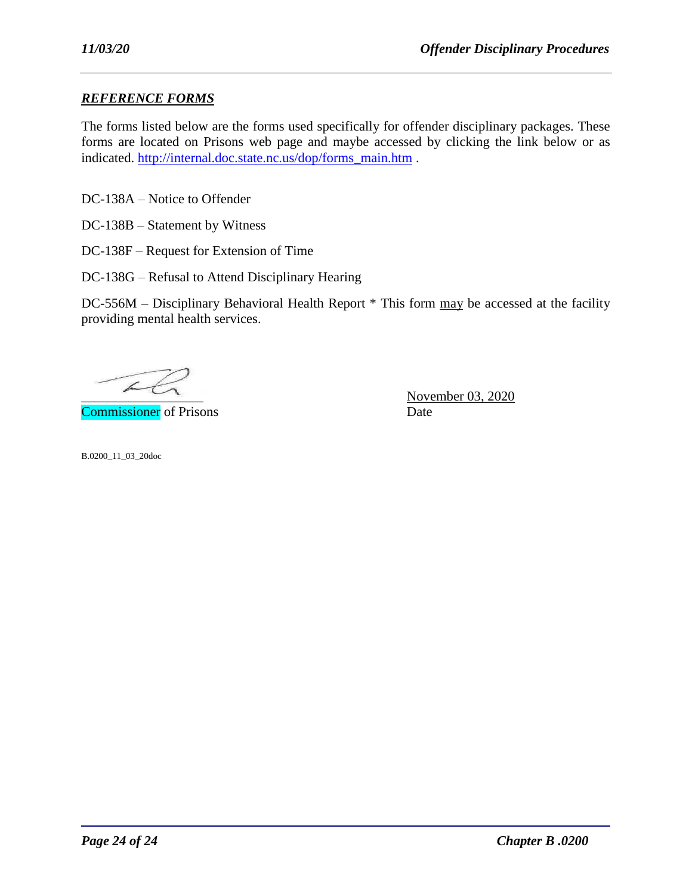## *REFERENCE FORMS*

The forms listed below are the forms used specifically for offender disciplinary packages. These forms are located on Prisons web page and maybe accessed by clicking the link below or as indicated. http://internal.doc.state.nc.us/dop/forms_main.htm .

DC-138A – Notice to Offender

DC-138B – Statement by Witness

DC-138F – Request for Extension of Time

DC-138G – Refusal to Attend Disciplinary Hearing

DC-556M – Disciplinary Behavioral Health Report * This form may be accessed at the facility providing mental health services.

| | |
|---|---|
| ____________________ | November 03, 2020 |
| Commissioner of Prisons | Date |

B.0200_11_03_20doc